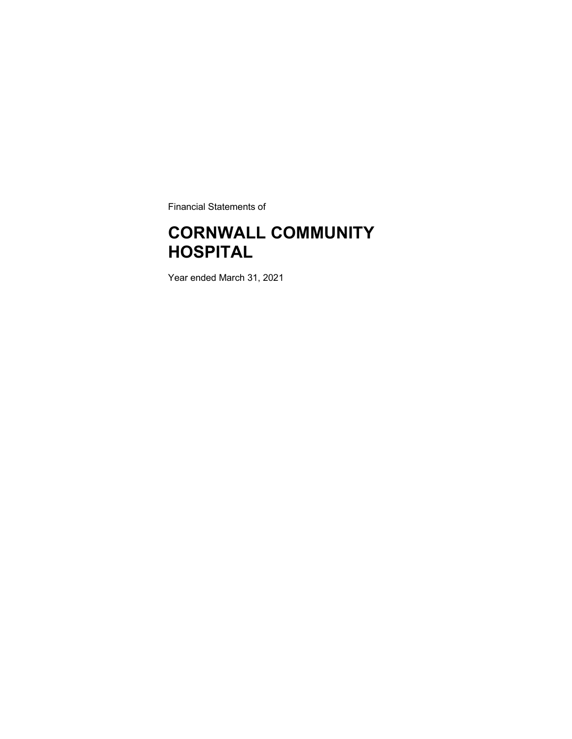Financial Statements of

# CORNWALL COMMUNITY HOSPITAL

Year ended March 31, 2021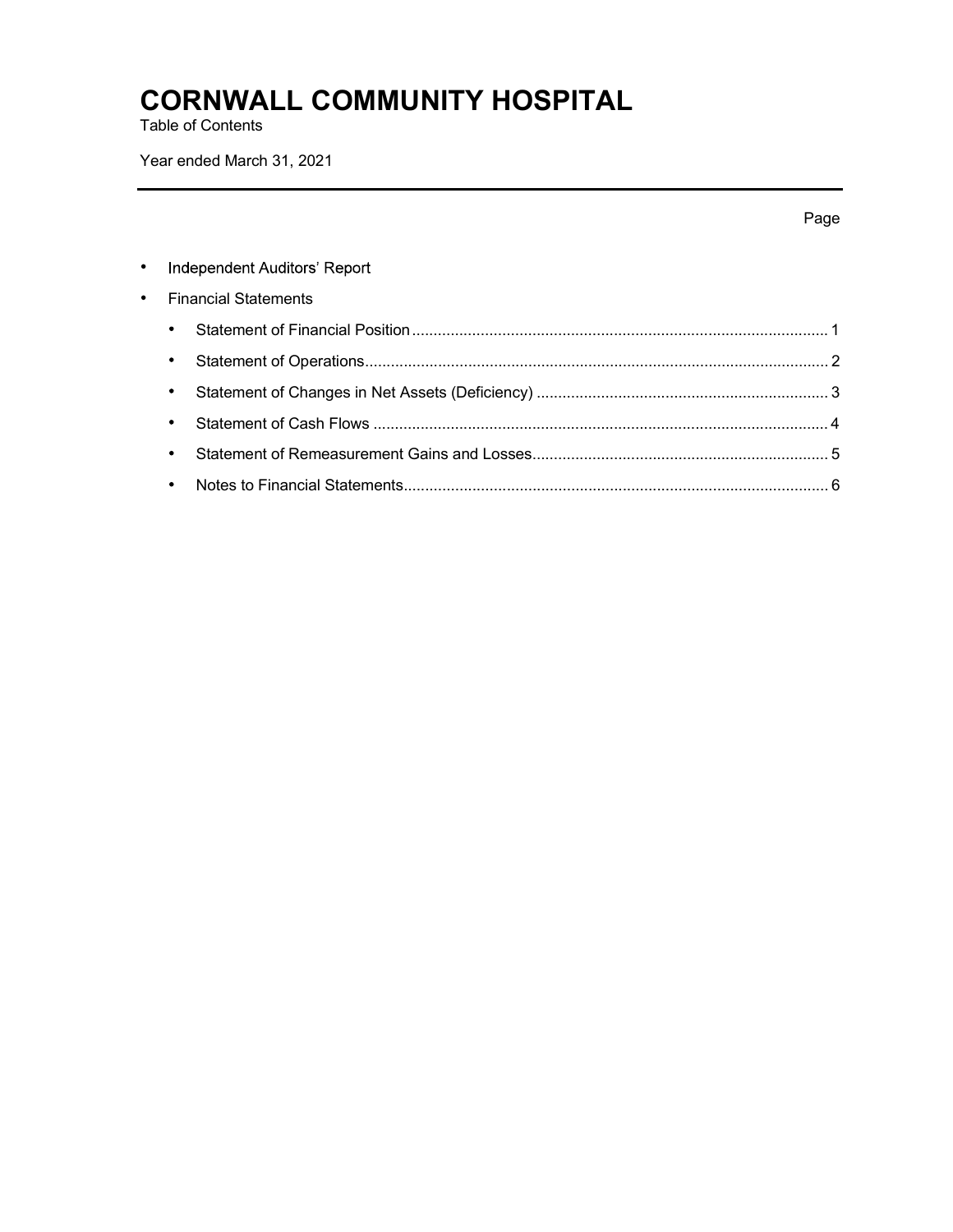# CORNWALL COMMUNITY HOSPITAL

Table of Contents

Year ended March 31, 2021

| | Page |
|---|---|
| • Independent Auditors' Report | |
| • Financial Statements | |
| &nbsp;&nbsp;&nbsp;&nbsp;• Statement of Financial Position | 1 |
| &nbsp;&nbsp;&nbsp;&nbsp;• Statement of Operations | 2 |
| &nbsp;&nbsp;&nbsp;&nbsp;• Statement of Changes in Net Assets (Deficiency) | 3 |
| &nbsp;&nbsp;&nbsp;&nbsp;• Statement of Cash Flows | 4 |
| &nbsp;&nbsp;&nbsp;&nbsp;• Statement of Remeasurement Gains and Losses | 5 |
| &nbsp;&nbsp;&nbsp;&nbsp;• Notes to Financial Statements | 6 |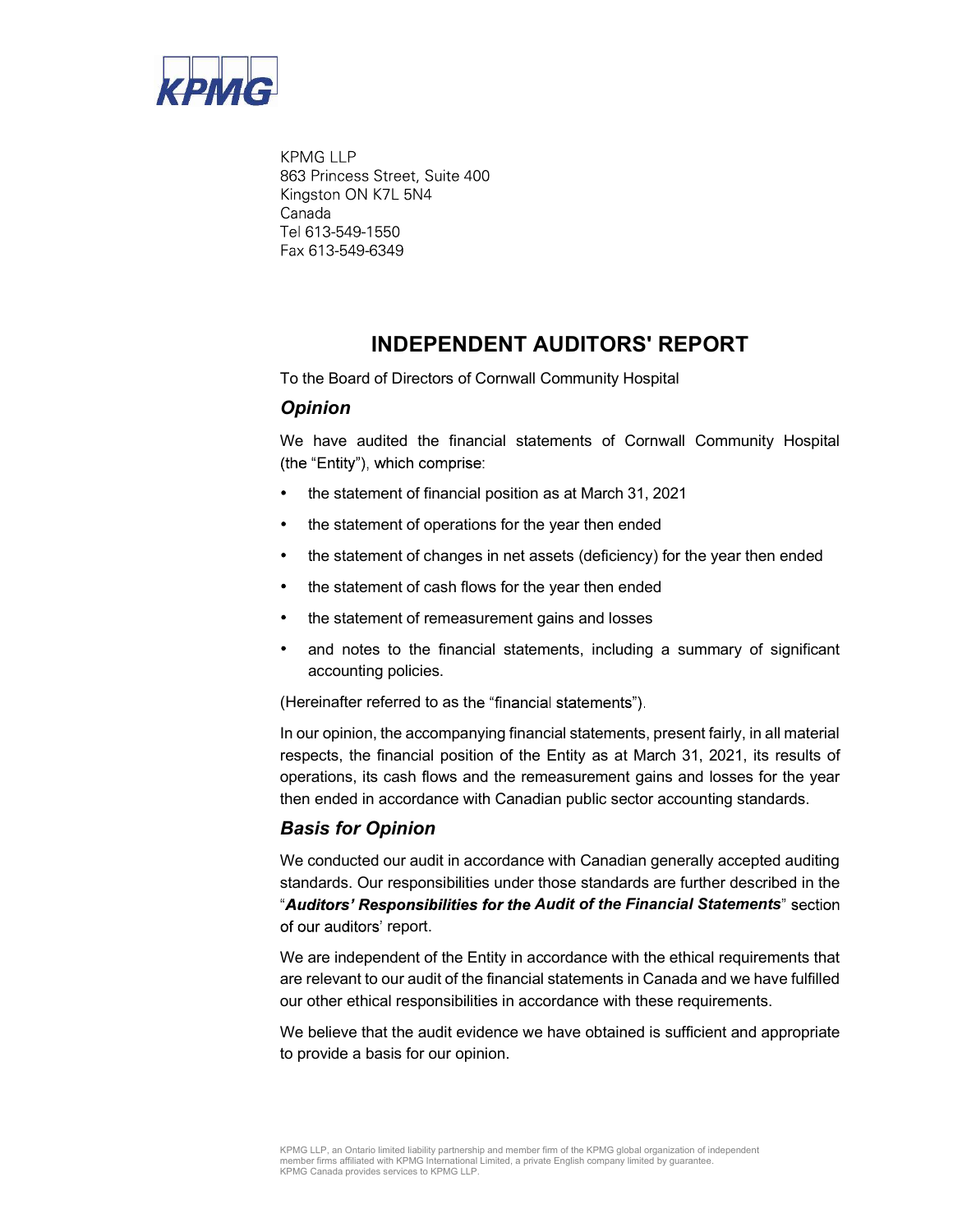KPMG LLP
863 Princess Street, Suite 400
Kingston ON K7L 5N4
Canada
Tel 613-549-1550
Fax 613-549-6349

# INDEPENDENT AUDITORS' REPORT

To the Board of Directors of Cornwall Community Hospital

## *Opinion*

We have audited the financial statements of Cornwall Community Hospital (the "Entity"), which comprise:

- the statement of financial position as at March 31, 2021
- the statement of operations for the year then ended
- the statement of changes in net assets (deficiency) for the year then ended
- the statement of cash flows for the year then ended
- the statement of remeasurement gains and losses
- and notes to the financial statements, including a summary of significant accounting policies.

(Hereinafter referred to as the "financial statements").

In our opinion, the accompanying financial statements, present fairly, in all material respects, the financial position of the Entity as at March 31, 2021, its results of operations, its cash flows and the remeasurement gains and losses for the year then ended in accordance with Canadian public sector accounting standards.

## *Basis for Opinion*

We conducted our audit in accordance with Canadian generally accepted auditing standards. Our responsibilities under those standards are further described in the "***Auditors' Responsibilities for the Audit of the Financial Statements***" section of our auditors' report.

We are independent of the Entity in accordance with the ethical requirements that are relevant to our audit of the financial statements in Canada and we have fulfilled our other ethical responsibilities in accordance with these requirements.

We believe that the audit evidence we have obtained is sufficient and appropriate to provide a basis for our opinion.

KPMG LLP, an Ontario limited liability partnership and member firm of the KPMG global organization of independent member firms affiliated with KPMG International Limited, a private English company limited by guarantee.
KPMG Canada provides services to KPMG LLP.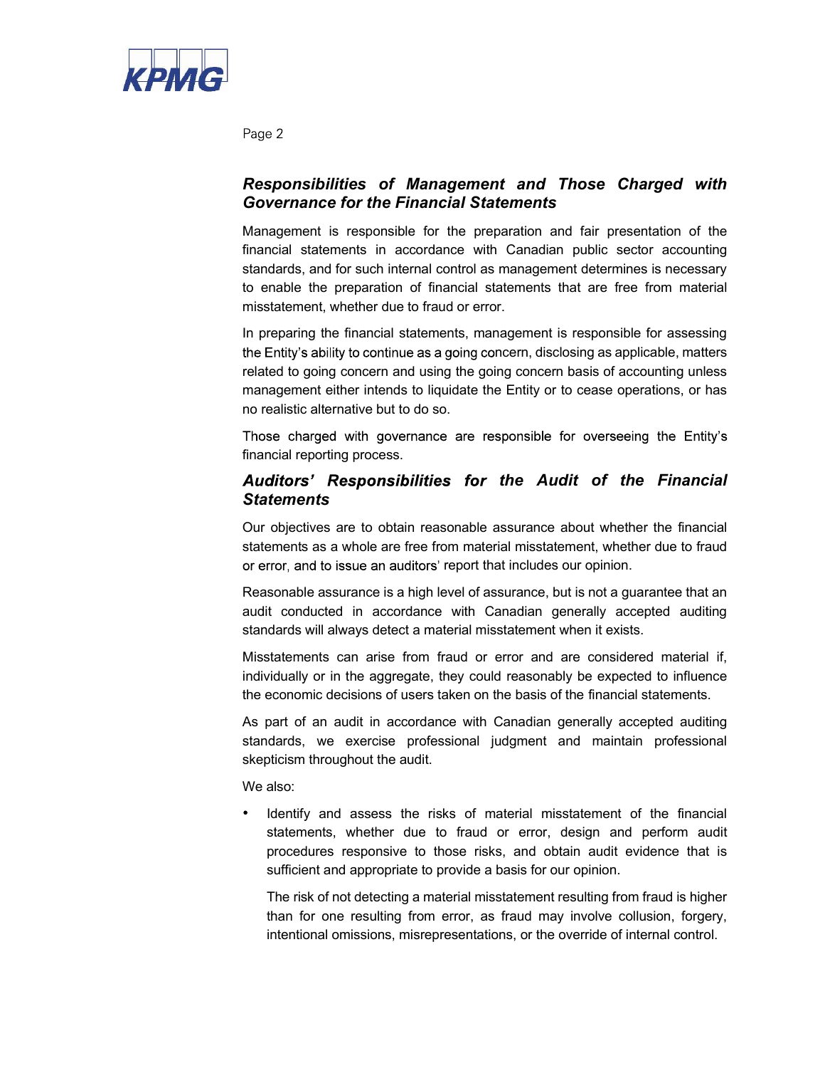### *Responsibilities of Management and Those Charged with Governance for the Financial Statements*

Management is responsible for the preparation and fair presentation of the financial statements in accordance with Canadian public sector accounting standards, and for such internal control as management determines is necessary to enable the preparation of financial statements that are free from material misstatement, whether due to fraud or error.

In preparing the financial statements, management is responsible for assessing the Entity's ability to continue as a going concern, disclosing as applicable, matters related to going concern and using the going concern basis of accounting unless management either intends to liquidate the Entity or to cease operations, or has no realistic alternative but to do so.

Those charged with governance are responsible for overseeing the Entity's financial reporting process.

### *Auditors' Responsibilities for the Audit of the Financial Statements*

Our objectives are to obtain reasonable assurance about whether the financial statements as a whole are free from material misstatement, whether due to fraud or error, and to issue an auditors' report that includes our opinion.

Reasonable assurance is a high level of assurance, but is not a guarantee that an audit conducted in accordance with Canadian generally accepted auditing standards will always detect a material misstatement when it exists.

Misstatements can arise from fraud or error and are considered material if, individually or in the aggregate, they could reasonably be expected to influence the economic decisions of users taken on the basis of the financial statements.

As part of an audit in accordance with Canadian generally accepted auditing standards, we exercise professional judgment and maintain professional skepticism throughout the audit.

We also:

- Identify and assess the risks of material misstatement of the financial statements, whether due to fraud or error, design and perform audit procedures responsive to those risks, and obtain audit evidence that is sufficient and appropriate to provide a basis for our opinion.

  The risk of not detecting a material misstatement resulting from fraud is higher than for one resulting from error, as fraud may involve collusion, forgery, intentional omissions, misrepresentations, or the override of internal control.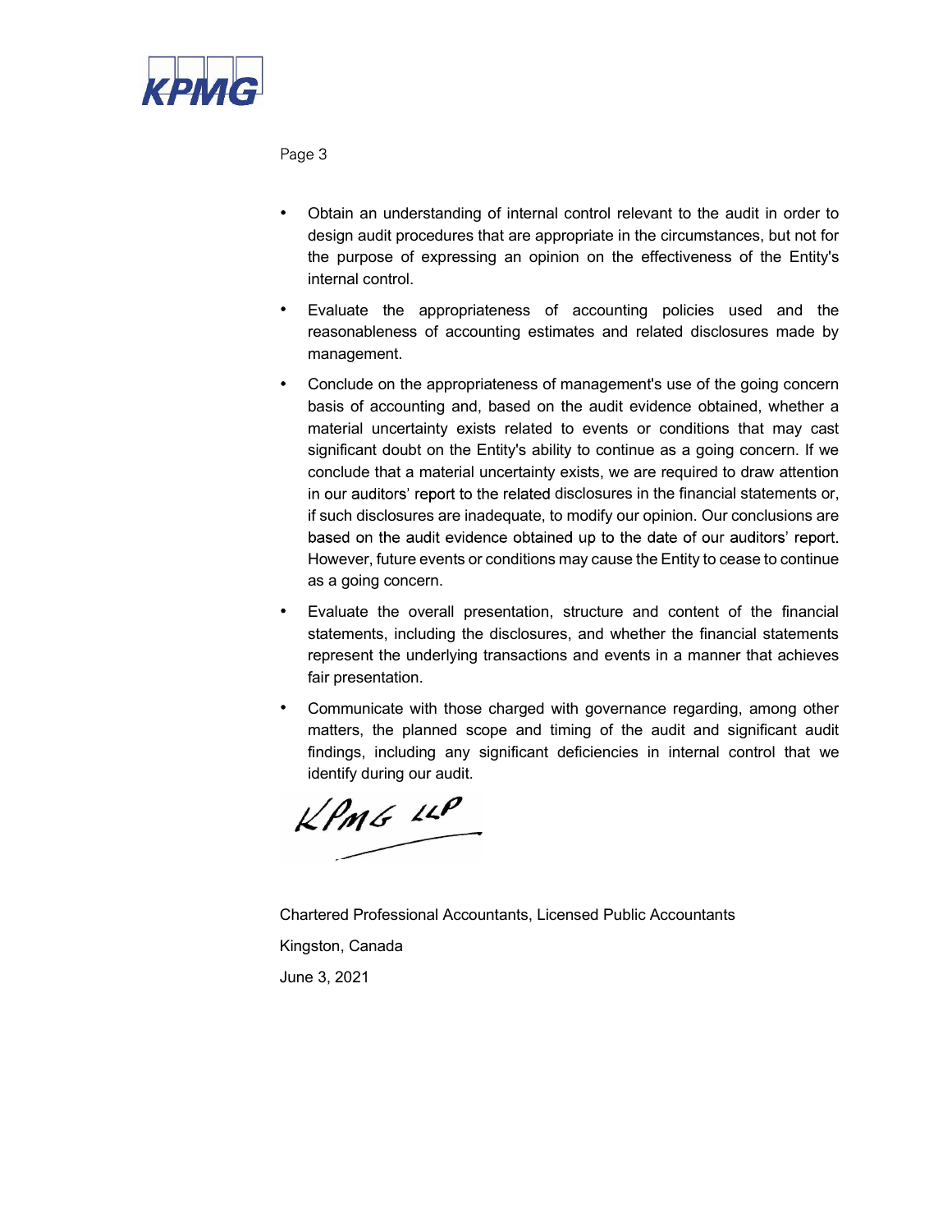- Obtain an understanding of internal control relevant to the audit in order to design audit procedures that are appropriate in the circumstances, but not for the purpose of expressing an opinion on the effectiveness of the Entity's internal control.
- Evaluate the appropriateness of accounting policies used and the reasonableness of accounting estimates and related disclosures made by management.
- Conclude on the appropriateness of management's use of the going concern basis of accounting and, based on the audit evidence obtained, whether a material uncertainty exists related to events or conditions that may cast significant doubt on the Entity's ability to continue as a going concern. If we conclude that a material uncertainty exists, we are required to draw attention in our auditors' report to the related disclosures in the financial statements or, if such disclosures are inadequate, to modify our opinion. Our conclusions are based on the audit evidence obtained up to the date of our auditors' report. However, future events or conditions may cause the Entity to cease to continue as a going concern.
- Evaluate the overall presentation, structure and content of the financial statements, including the disclosures, and whether the financial statements represent the underlying transactions and events in a manner that achieves fair presentation.
- Communicate with those charged with governance regarding, among other matters, the planned scope and timing of the audit and significant audit findings, including any significant deficiencies in internal control that we identify during our audit.

KPMG LLP

Chartered Professional Accountants, Licensed Public Accountants

Kingston, Canada

June 3, 2021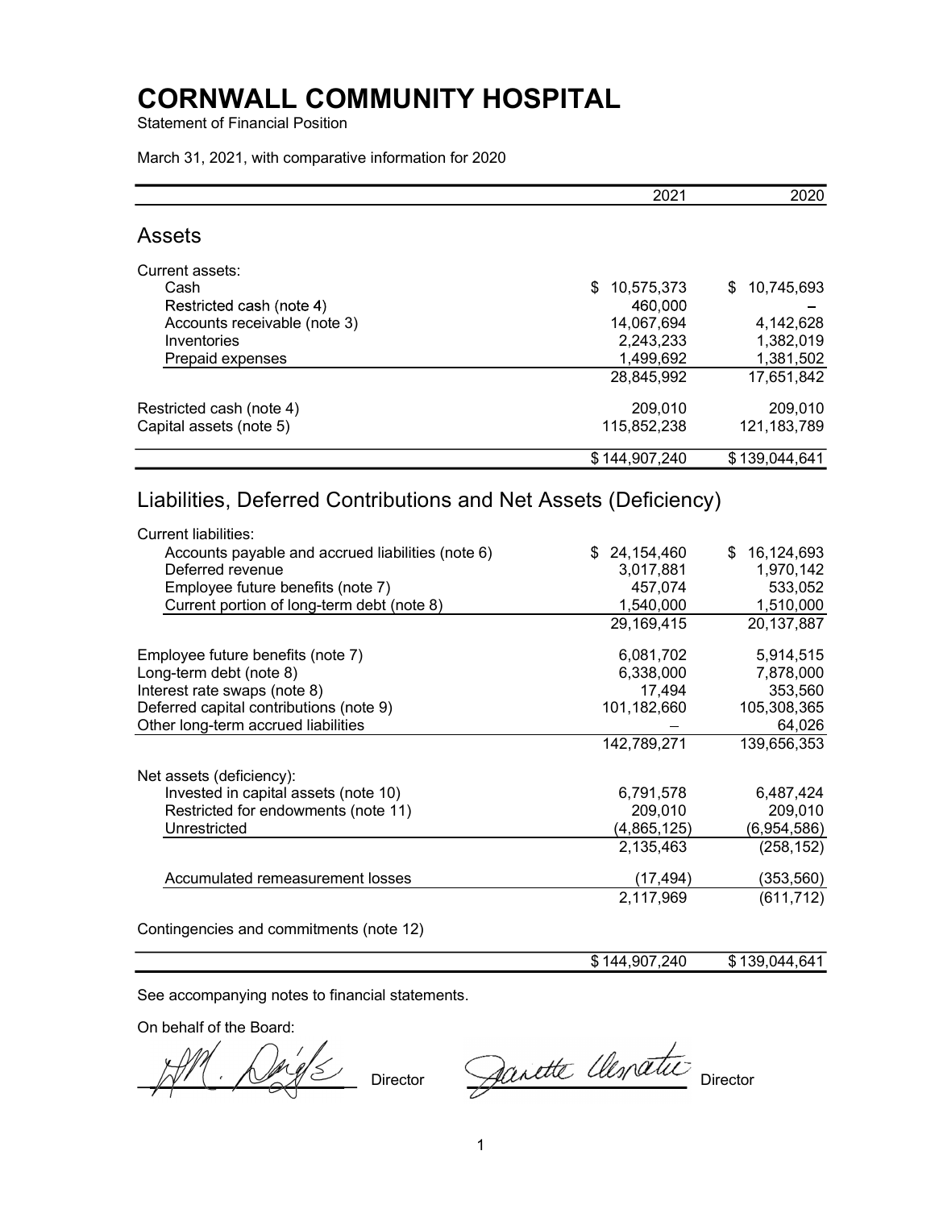# CORNWALL COMMUNITY HOSPITAL

Statement of Financial Position

March 31, 2021, with comparative information for 2020

| | 2021 | 2020 |
|---|---|---|
| **Assets** | | |
| Current assets: | | |
| Cash | $ 10,575,373 | $ 10,745,693 |
| Restricted cash (note 4) | 460,000 | – |
| Accounts receivable (note 3) | 14,067,694 | 4,142,628 |
| Inventories | 2,243,233 | 1,382,019 |
| Prepaid expenses | 1,499,692 | 1,381,502 |
| | 28,845,992 | 17,651,842 |
| Restricted cash (note 4) | 209,010 | 209,010 |
| Capital assets (note 5) | 115,852,238 | 121,183,789 |
| | $ 144,907,240 | $ 139,044,641 |
| **Liabilities, Deferred Contributions and Net Assets (Deficiency)** | | |
| Current liabilities: | | |
| Accounts payable and accrued liabilities (note 6) | $ 24,154,460 | $ 16,124,693 |
| Deferred revenue | 3,017,881 | 1,970,142 |
| Employee future benefits (note 7) | 457,074 | 533,052 |
| Current portion of long-term debt (note 8) | 1,540,000 | 1,510,000 |
| | 29,169,415 | 20,137,887 |
| Employee future benefits (note 7) | 6,081,702 | 5,914,515 |
| Long-term debt (note 8) | 6,338,000 | 7,878,000 |
| Interest rate swaps (note 8) | 17,494 | 353,560 |
| Deferred capital contributions (note 9) | 101,182,660 | 105,308,365 |
| Other long-term accrued liabilities | – | 64,026 |
| | 142,789,271 | 139,656,353 |
| Net assets (deficiency): | | |
| Invested in capital assets (note 10) | 6,791,578 | 6,487,424 |
| Restricted for endowments (note 11) | 209,010 | 209,010 |
| Unrestricted | (4,865,125) | (6,954,586) |
| | 2,135,463 | (258,152) |
| Accumulated remeasurement losses | (17,494) | (353,560) |
| | 2,117,969 | (611,712) |
| Contingencies and commitments (note 12) | | |
| | $ 144,907,240 | $ 139,044,641 |

See accompanying notes to financial statements.

On behalf of the Board:

Director

Director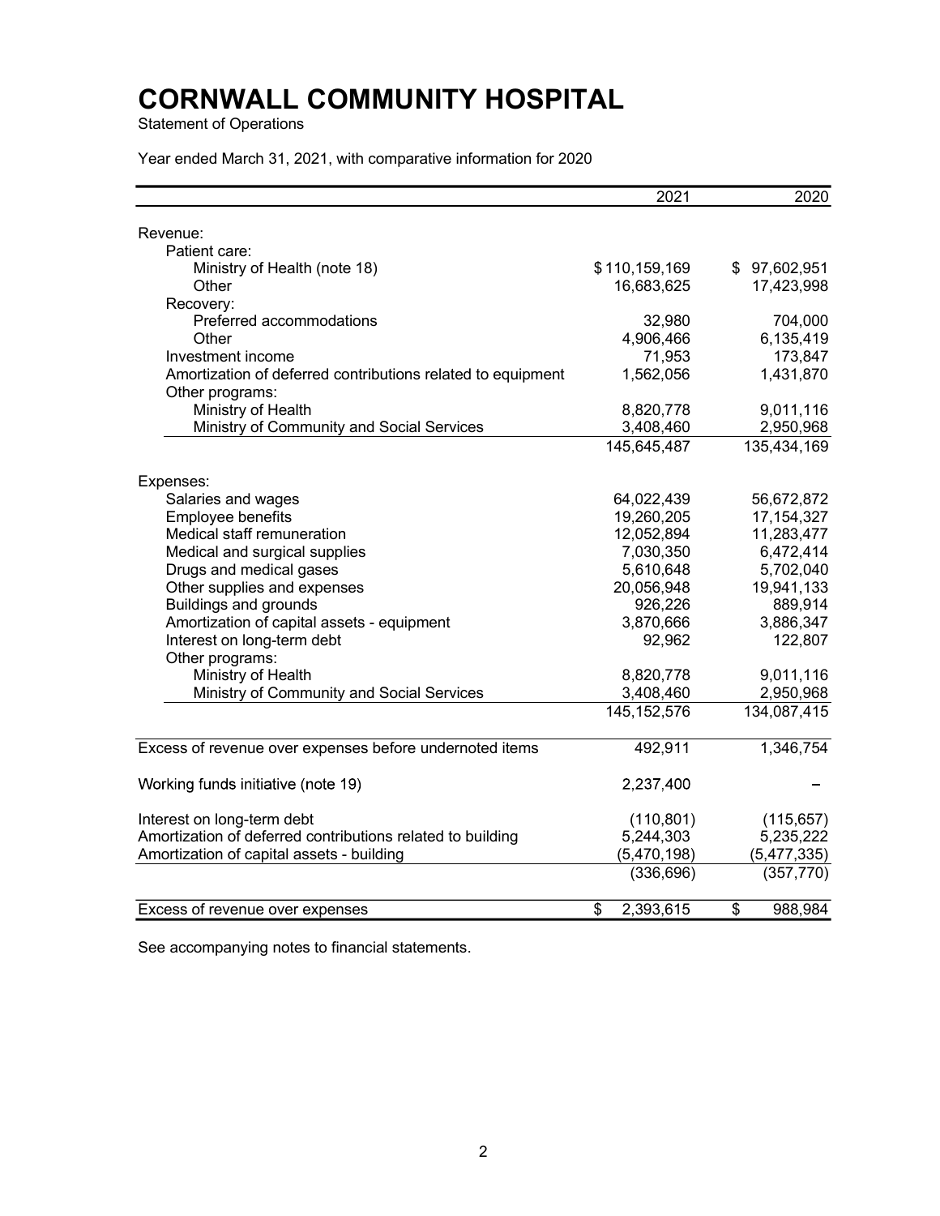# CORNWALL COMMUNITY HOSPITAL

Statement of Operations

Year ended March 31, 2021, with comparative information for 2020

| | 2021 | 2020 |
|---|---:|---:|
| Revenue: | | |
| Patient care: | | |
| Ministry of Health (note 18) | $ 110,159,169 | $ 97,602,951 |
| Other | 16,683,625 | 17,423,998 |
| Recovery: | | |
| Preferred accommodations | 32,980 | 704,000 |
| Other | 4,906,466 | 6,135,419 |
| Investment income | 71,953 | 173,847 |
| Amortization of deferred contributions related to equipment | 1,562,056 | 1,431,870 |
| Other programs: | | |
| Ministry of Health | 8,820,778 | 9,011,116 |
| Ministry of Community and Social Services | 3,408,460 | 2,950,968 |
| | 145,645,487 | 135,434,169 |
| Expenses: | | |
| Salaries and wages | 64,022,439 | 56,672,872 |
| Employee benefits | 19,260,205 | 17,154,327 |
| Medical staff remuneration | 12,052,894 | 11,283,477 |
| Medical and surgical supplies | 7,030,350 | 6,472,414 |
| Drugs and medical gases | 5,610,648 | 5,702,040 |
| Other supplies and expenses | 20,056,948 | 19,941,133 |
| Buildings and grounds | 926,226 | 889,914 |
| Amortization of capital assets - equipment | 3,870,666 | 3,886,347 |
| Interest on long-term debt | 92,962 | 122,807 |
| Other programs: | | |
| Ministry of Health | 8,820,778 | 9,011,116 |
| Ministry of Community and Social Services | 3,408,460 | 2,950,968 |
| | 145,152,576 | 134,087,415 |
| Excess of revenue over expenses before undernoted items | 492,911 | 1,346,754 |
| Working funds initiative (note 19) | 2,237,400 | – |
| Interest on long-term debt | (110,801) | (115,657) |
| Amortization of deferred contributions related to building | 5,244,303 | 5,235,222 |
| Amortization of capital assets - building | (5,470,198) | (5,477,335) |
| | (336,696) | (357,770) |
| Excess of revenue over expenses | $ 2,393,615 | $ 988,984 |

See accompanying notes to financial statements.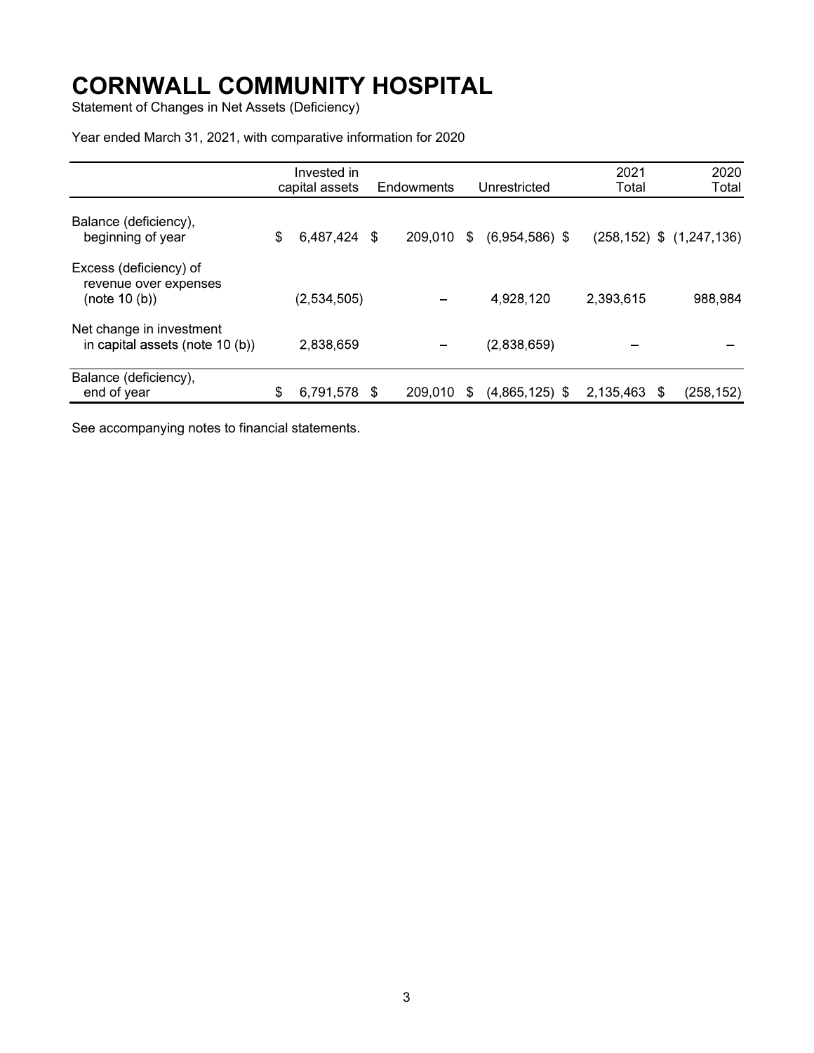# CORNWALL COMMUNITY HOSPITAL

Statement of Changes in Net Assets (Deficiency)

Year ended March 31, 2021, with comparative information for 2020

| | Invested in capital assets | Endowments | Unrestricted | 2021 Total | 2020 Total |
|---|---|---|---|---|---|
| Balance (deficiency), beginning of year | $ 6,487,424 | $ 209,010 | $ (6,954,586) | $ (258,152) | $ (1,247,136) |
| Excess (deficiency) of revenue over expenses (note 10 (b)) | (2,534,505) | – | 4,928,120 | 2,393,615 | 988,984 |
| Net change in investment in capital assets (note 10 (b)) | 2,838,659 | – | (2,838,659) | – | – |
| Balance (deficiency), end of year | $ 6,791,578 | $ 209,010 | $ (4,865,125) | $ 2,135,463 | $ (258,152) |

See accompanying notes to financial statements.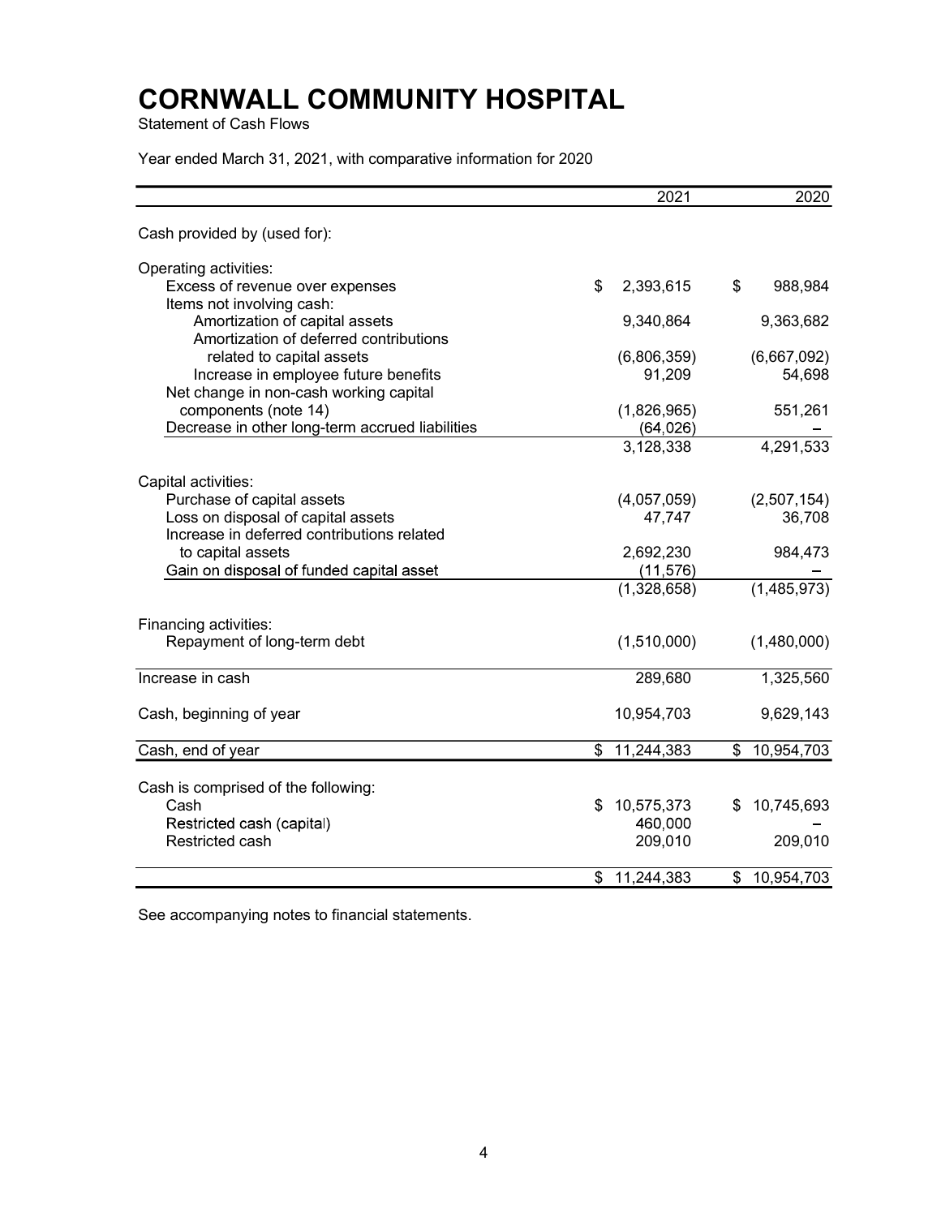# CORNWALL COMMUNITY HOSPITAL

Statement of Cash Flows

Year ended March 31, 2021, with comparative information for 2020

| | 2021 | 2020 |
|---|---|---|
| Cash provided by (used for): | | |
| Operating activities: | | |
| Excess of revenue over expenses | $ 2,393,615 | $ 988,984 |
| Items not involving cash: | | |
| Amortization of capital assets | 9,340,864 | 9,363,682 |
| Amortization of deferred contributions related to capital assets | (6,806,359) | (6,667,092) |
| Increase in employee future benefits | 91,209 | 54,698 |
| Net change in non-cash working capital components (note 14) | (1,826,965) | 551,261 |
| Decrease in other long-term accrued liabilities | (64,026) | – |
| | 3,128,338 | 4,291,533 |
| Capital activities: | | |
| Purchase of capital assets | (4,057,059) | (2,507,154) |
| Loss on disposal of capital assets | 47,747 | 36,708 |
| Increase in deferred contributions related to capital assets | 2,692,230 | 984,473 |
| Gain on disposal of funded capital asset | (11,576) | – |
| | (1,328,658) | (1,485,973) |
| Financing activities: | | |
| Repayment of long-term debt | (1,510,000) | (1,480,000) |
| Increase in cash | 289,680 | 1,325,560 |
| Cash, beginning of year | 10,954,703 | 9,629,143 |
| Cash, end of year | $ 11,244,383 | $ 10,954,703 |
| Cash is comprised of the following: | | |
| Cash | $ 10,575,373 | $ 10,745,693 |
| Restricted cash (capital) | 460,000 | – |
| Restricted cash | 209,010 | 209,010 |
| | $ 11,244,383 | $ 10,954,703 |

See accompanying notes to financial statements.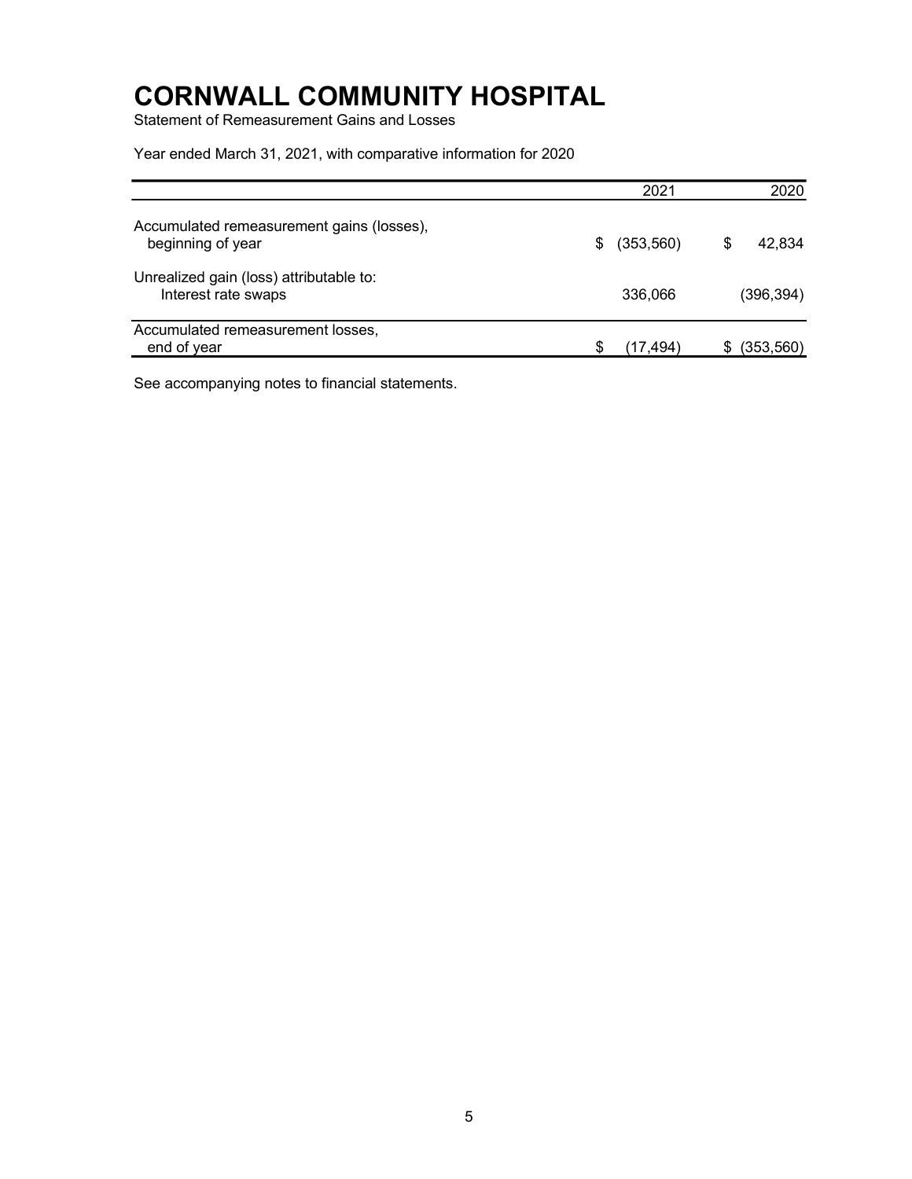# CORNWALL COMMUNITY HOSPITAL

Statement of Remeasurement Gains and Losses

Year ended March 31, 2021, with comparative information for 2020

| | 2021 | 2020 |
|---|---|---|
| Accumulated remeasurement gains (losses), beginning of year | $ (353,560) | $ 42,834 |
| Unrealized gain (loss) attributable to: Interest rate swaps | 336,066 | (396,394) |
| Accumulated remeasurement losses, end of year | $ (17,494) | $ (353,560) |

See accompanying notes to financial statements.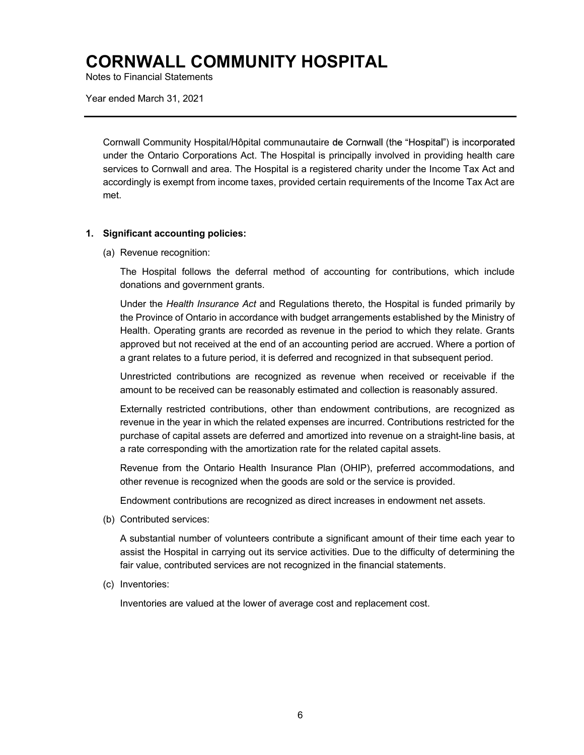# CORNWALL COMMUNITY HOSPITAL

Notes to Financial Statements

Year ended March 31, 2021

Cornwall Community Hospital/Hôpital communautaire de Cornwall (the "Hospital") is incorporated under the Ontario Corporations Act. The Hospital is principally involved in providing health care services to Cornwall and area. The Hospital is a registered charity under the Income Tax Act and accordingly is exempt from income taxes, provided certain requirements of the Income Tax Act are met.

## 1. Significant accounting policies:

(a) Revenue recognition:

The Hospital follows the deferral method of accounting for contributions, which include donations and government grants.

Under the *Health Insurance Act* and Regulations thereto, the Hospital is funded primarily by the Province of Ontario in accordance with budget arrangements established by the Ministry of Health. Operating grants are recorded as revenue in the period to which they relate. Grants approved but not received at the end of an accounting period are accrued. Where a portion of a grant relates to a future period, it is deferred and recognized in that subsequent period.

Unrestricted contributions are recognized as revenue when received or receivable if the amount to be received can be reasonably estimated and collection is reasonably assured.

Externally restricted contributions, other than endowment contributions, are recognized as revenue in the year in which the related expenses are incurred. Contributions restricted for the purchase of capital assets are deferred and amortized into revenue on a straight-line basis, at a rate corresponding with the amortization rate for the related capital assets.

Revenue from the Ontario Health Insurance Plan (OHIP), preferred accommodations, and other revenue is recognized when the goods are sold or the service is provided.

Endowment contributions are recognized as direct increases in endowment net assets.

(b) Contributed services:

A substantial number of volunteers contribute a significant amount of their time each year to assist the Hospital in carrying out its service activities. Due to the difficulty of determining the fair value, contributed services are not recognized in the financial statements.

(c) Inventories:

Inventories are valued at the lower of average cost and replacement cost.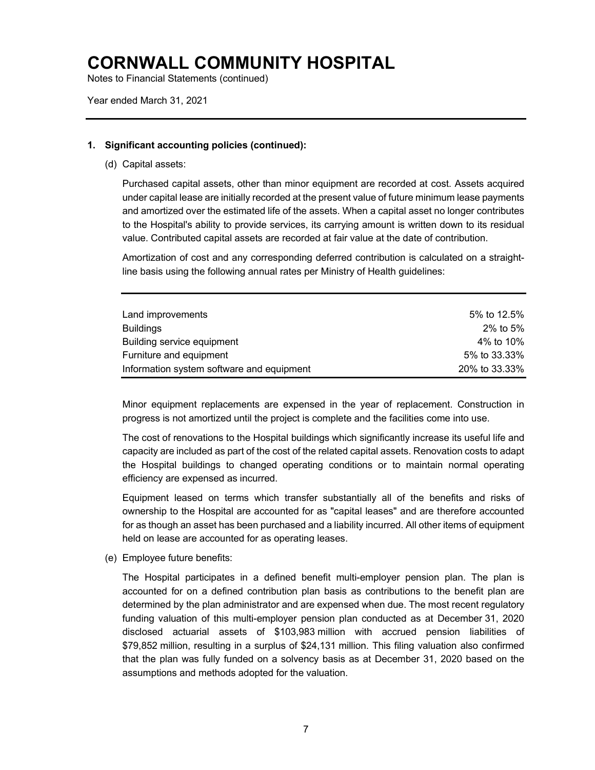# CORNWALL COMMUNITY HOSPITAL

Notes to Financial Statements (continued)

Year ended March 31, 2021

**1. Significant accounting policies (continued):**

(d) Capital assets:

Purchased capital assets, other than minor equipment are recorded at cost. Assets acquired under capital lease are initially recorded at the present value of future minimum lease payments and amortized over the estimated life of the assets. When a capital asset no longer contributes to the Hospital's ability to provide services, its carrying amount is written down to its residual value. Contributed capital assets are recorded at fair value at the date of contribution.

Amortization of cost and any corresponding deferred contribution is calculated on a straight-line basis using the following annual rates per Ministry of Health guidelines:

| | |
|---|---|
| Land improvements | 5% to 12.5% |
| Buildings | 2% to 5% |
| Building service equipment | 4% to 10% |
| Furniture and equipment | 5% to 33.33% |
| Information system software and equipment | 20% to 33.33% |

Minor equipment replacements are expensed in the year of replacement. Construction in progress is not amortized until the project is complete and the facilities come into use.

The cost of renovations to the Hospital buildings which significantly increase its useful life and capacity are included as part of the cost of the related capital assets. Renovation costs to adapt the Hospital buildings to changed operating conditions or to maintain normal operating efficiency are expensed as incurred.

Equipment leased on terms which transfer substantially all of the benefits and risks of ownership to the Hospital are accounted for as "capital leases" and are therefore accounted for as though an asset has been purchased and a liability incurred. All other items of equipment held on lease are accounted for as operating leases.

(e) Employee future benefits:

The Hospital participates in a defined benefit multi-employer pension plan. The plan is accounted for on a defined contribution plan basis as contributions to the benefit plan are determined by the plan administrator and are expensed when due. The most recent regulatory funding valuation of this multi-employer pension plan conducted as at December 31, 2020 disclosed actuarial assets of $103,983 million with accrued pension liabilities of $79,852 million, resulting in a surplus of $24,131 million. This filing valuation also confirmed that the plan was fully funded on a solvency basis as at December 31, 2020 based on the assumptions and methods adopted for the valuation.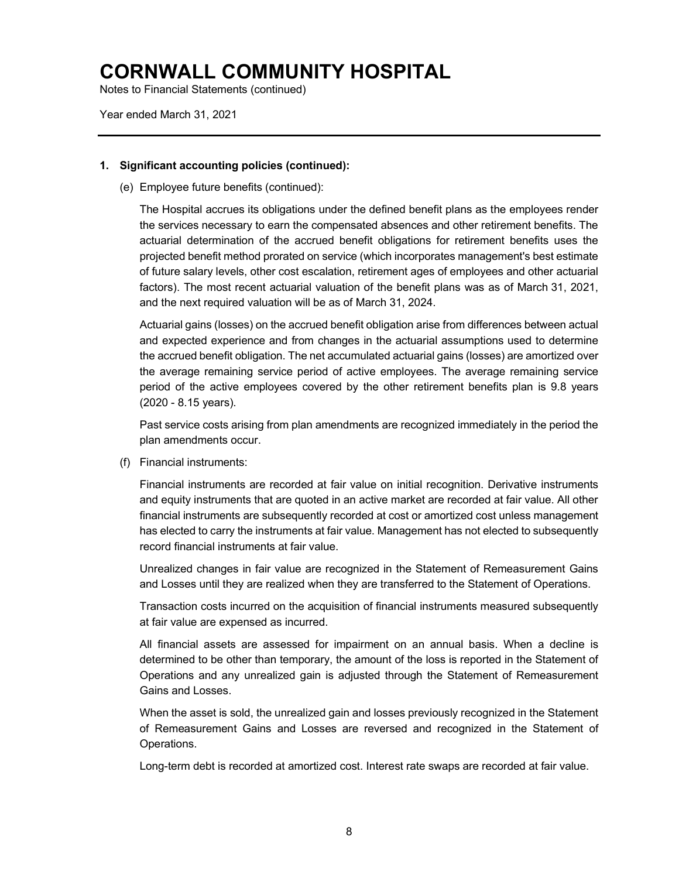# CORNWALL COMMUNITY HOSPITAL

Notes to Financial Statements (continued)

Year ended March 31, 2021

---

**1. Significant accounting policies (continued):**

(e) Employee future benefits (continued):

The Hospital accrues its obligations under the defined benefit plans as the employees render the services necessary to earn the compensated absences and other retirement benefits. The actuarial determination of the accrued benefit obligations for retirement benefits uses the projected benefit method prorated on service (which incorporates management's best estimate of future salary levels, other cost escalation, retirement ages of employees and other actuarial factors). The most recent actuarial valuation of the benefit plans was as of March 31, 2021, and the next required valuation will be as of March 31, 2024.

Actuarial gains (losses) on the accrued benefit obligation arise from differences between actual and expected experience and from changes in the actuarial assumptions used to determine the accrued benefit obligation. The net accumulated actuarial gains (losses) are amortized over the average remaining service period of active employees. The average remaining service period of the active employees covered by the other retirement benefits plan is 9.8 years (2020 - 8.15 years).

Past service costs arising from plan amendments are recognized immediately in the period the plan amendments occur.

(f) Financial instruments:

Financial instruments are recorded at fair value on initial recognition. Derivative instruments and equity instruments that are quoted in an active market are recorded at fair value. All other financial instruments are subsequently recorded at cost or amortized cost unless management has elected to carry the instruments at fair value. Management has not elected to subsequently record financial instruments at fair value.

Unrealized changes in fair value are recognized in the Statement of Remeasurement Gains and Losses until they are realized when they are transferred to the Statement of Operations.

Transaction costs incurred on the acquisition of financial instruments measured subsequently at fair value are expensed as incurred.

All financial assets are assessed for impairment on an annual basis. When a decline is determined to be other than temporary, the amount of the loss is reported in the Statement of Operations and any unrealized gain is adjusted through the Statement of Remeasurement Gains and Losses.

When the asset is sold, the unrealized gain and losses previously recognized in the Statement of Remeasurement Gains and Losses are reversed and recognized in the Statement of Operations.

Long-term debt is recorded at amortized cost. Interest rate swaps are recorded at fair value.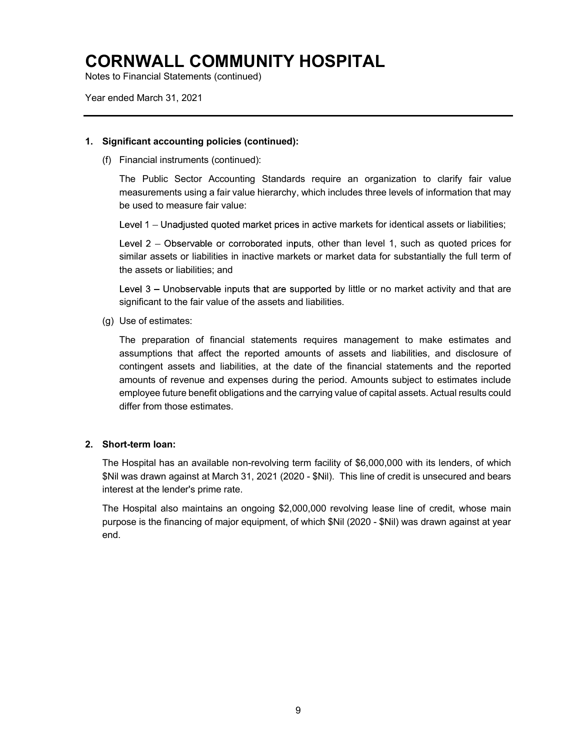# CORNWALL COMMUNITY HOSPITAL

Notes to Financial Statements (continued)

Year ended March 31, 2021

**1. Significant accounting policies (continued):**

(f) Financial instruments (continued):

The Public Sector Accounting Standards require an organization to clarify fair value measurements using a fair value hierarchy, which includes three levels of information that may be used to measure fair value:

Level 1 – Unadjusted quoted market prices in active markets for identical assets or liabilities;

Level 2 – Observable or corroborated inputs, other than level 1, such as quoted prices for similar assets or liabilities in inactive markets or market data for substantially the full term of the assets or liabilities; and

Level 3 – Unobservable inputs that are supported by little or no market activity and that are significant to the fair value of the assets and liabilities.

(g) Use of estimates:

The preparation of financial statements requires management to make estimates and assumptions that affect the reported amounts of assets and liabilities, and disclosure of contingent assets and liabilities, at the date of the financial statements and the reported amounts of revenue and expenses during the period. Amounts subject to estimates include employee future benefit obligations and the carrying value of capital assets. Actual results could differ from those estimates.

**2. Short-term loan:**

The Hospital has an available non-revolving term facility of $6,000,000 with its lenders, of which $Nil was drawn against at March 31, 2021 (2020 - $Nil). This line of credit is unsecured and bears interest at the lender's prime rate.

The Hospital also maintains an ongoing $2,000,000 revolving lease line of credit, whose main purpose is the financing of major equipment, of which $Nil (2020 - $Nil) was drawn against at year end.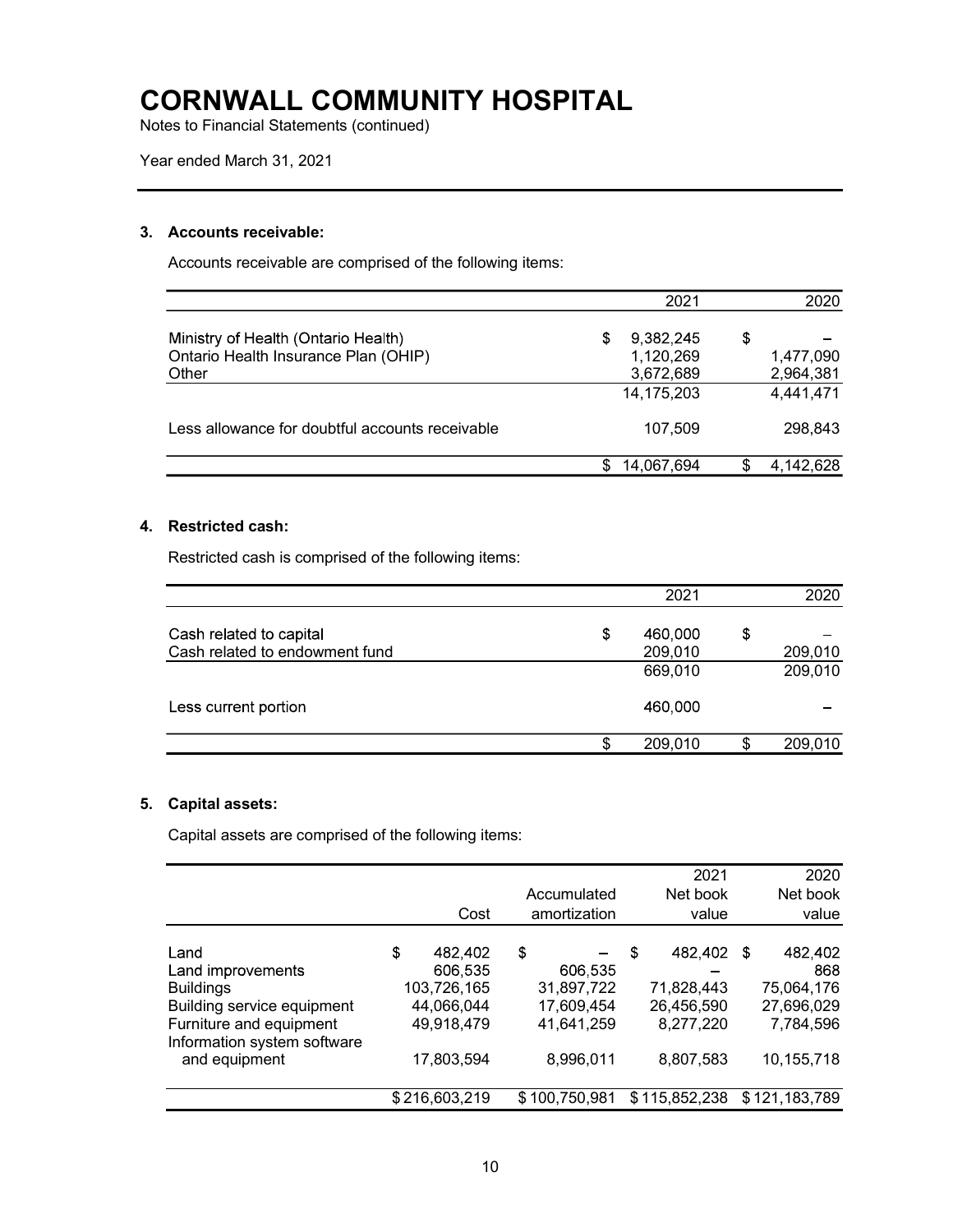# CORNWALL COMMUNITY HOSPITAL

Notes to Financial Statements (continued)

Year ended March 31, 2021

## 3. Accounts receivable:

Accounts receivable are comprised of the following items:

| | 2021 | 2020 |
|---|---:|---:|
| Ministry of Health (Ontario Health) | $ 9,382,245 | $ – |
| Ontario Health Insurance Plan (OHIP) | 1,120,269 | 1,477,090 |
| Other | 3,672,689 | 2,964,381 |
| | 14,175,203 | 4,441,471 |
| Less allowance for doubtful accounts receivable | 107,509 | 298,843 |
| | $ 14,067,694 | $ 4,142,628 |

## 4. Restricted cash:

Restricted cash is comprised of the following items:

| | 2021 | 2020 |
|---|---:|---:|
| Cash related to capital | $ 460,000 | $ – |
| Cash related to endowment fund | 209,010 | 209,010 |
| | 669,010 | 209,010 |
| Less current portion | 460,000 | – |
| | $ 209,010 | $ 209,010 |

## 5. Capital assets:

Capital assets are comprised of the following items:

| | Cost | Accumulated amortization | 2021 Net book value | 2020 Net book value |
|---|---:|---:|---:|---:|
| Land | $ 482,402 | $ – | $ 482,402 | $ 482,402 |
| Land improvements | 606,535 | 606,535 | – | 868 |
| Buildings | 103,726,165 | 31,897,722 | 71,828,443 | 75,064,176 |
| Building service equipment | 44,066,044 | 17,609,454 | 26,456,590 | 27,696,029 |
| Furniture and equipment | 49,918,479 | 41,641,259 | 8,277,220 | 7,784,596 |
| Information system software and equipment | 17,803,594 | 8,996,011 | 8,807,583 | 10,155,718 |
| | $ 216,603,219 | $ 100,750,981 | $ 115,852,238 | $ 121,183,789 |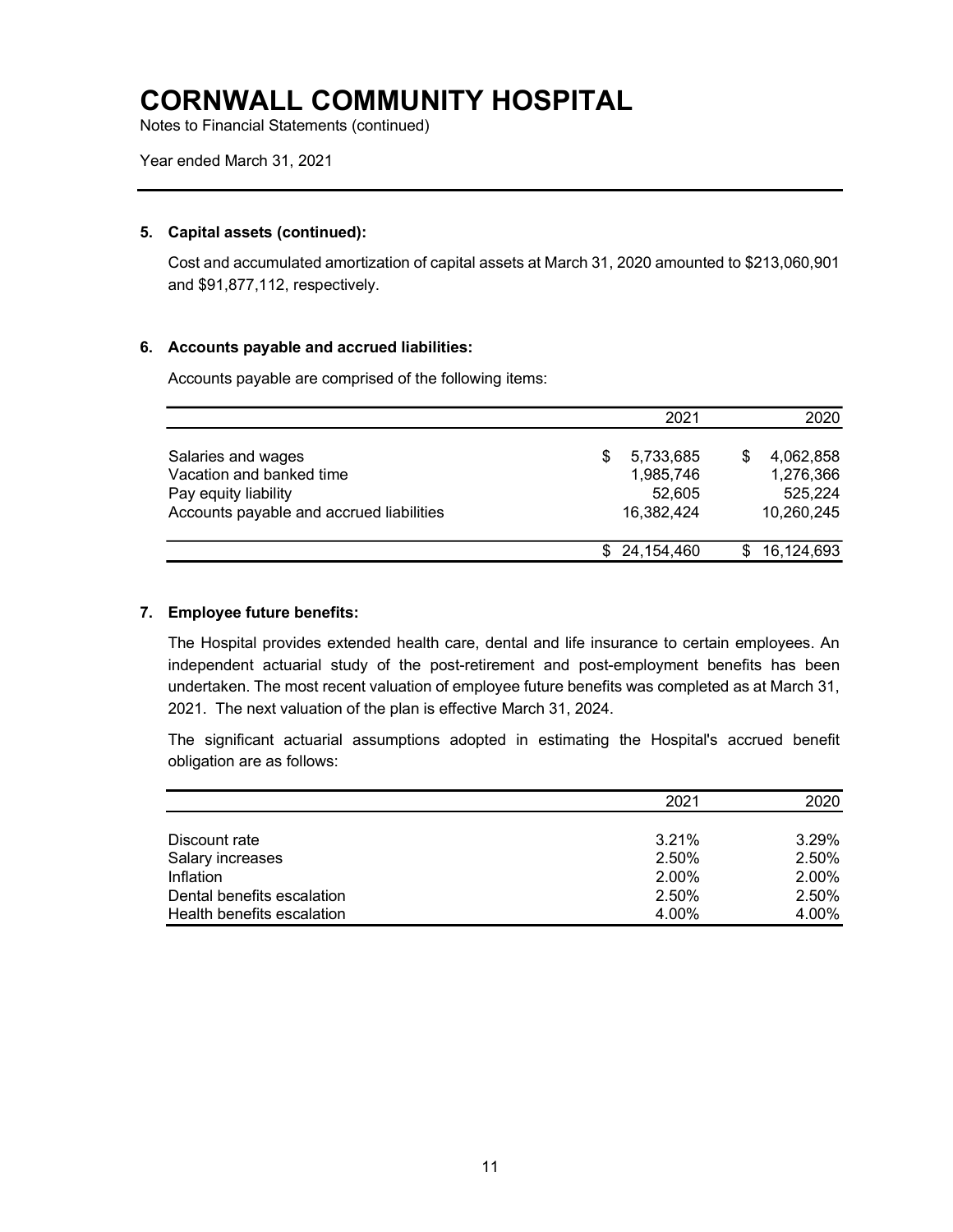# CORNWALL COMMUNITY HOSPITAL

Notes to Financial Statements (continued)

Year ended March 31, 2021

### 5. Capital assets (continued):

Cost and accumulated amortization of capital assets at March 31, 2020 amounted to $213,060,901 and $91,877,112, respectively.

### 6. Accounts payable and accrued liabilities:

Accounts payable are comprised of the following items:

| | 2021 | 2020 |
|---|---:|---:|
| Salaries and wages | $ 5,733,685 | $ 4,062,858 |
| Vacation and banked time | 1,985,746 | 1,276,366 |
| Pay equity liability | 52,605 | 525,224 |
| Accounts payable and accrued liabilities | 16,382,424 | 10,260,245 |
| | $ 24,154,460 | $ 16,124,693 |

### 7. Employee future benefits:

The Hospital provides extended health care, dental and life insurance to certain employees. An independent actuarial study of the post-retirement and post-employment benefits has been undertaken. The most recent valuation of employee future benefits was completed as at March 31, 2021. The next valuation of the plan is effective March 31, 2024.

The significant actuarial assumptions adopted in estimating the Hospital's accrued benefit obligation are as follows:

| | 2021 | 2020 |
|---|---:|---:|
| Discount rate | 3.21% | 3.29% |
| Salary increases | 2.50% | 2.50% |
| Inflation | 2.00% | 2.00% |
| Dental benefits escalation | 2.50% | 2.50% |
| Health benefits escalation | 4.00% | 4.00% |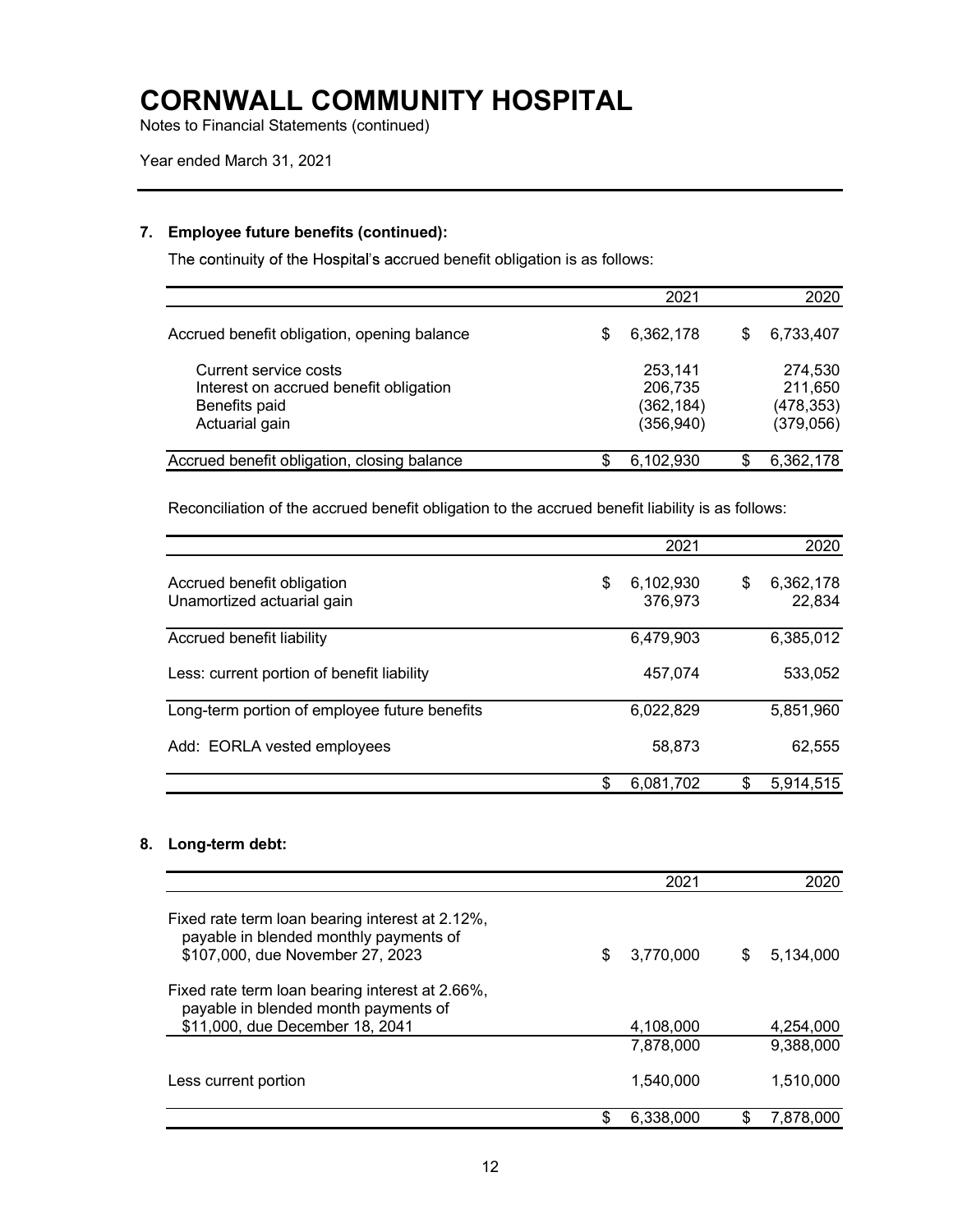# CORNWALL COMMUNITY HOSPITAL

Notes to Financial Statements (continued)

Year ended March 31, 2021

## 7. Employee future benefits (continued):

The continuity of the Hospital's accrued benefit obligation is as follows:

| | 2021 | 2020 |
|---|---|---|
| Accrued benefit obligation, opening balance | $ 6,362,178 | $ 6,733,407 |
| Current service costs | 253,141 | 274,530 |
| Interest on accrued benefit obligation | 206,735 | 211,650 |
| Benefits paid | (362,184) | (478,353) |
| Actuarial gain | (356,940) | (379,056) |
| Accrued benefit obligation, closing balance | $ 6,102,930 | $ 6,362,178 |

Reconciliation of the accrued benefit obligation to the accrued benefit liability is as follows:

| | 2021 | 2020 |
|---|---|---|
| Accrued benefit obligation | $ 6,102,930 | $ 6,362,178 |
| Unamortized actuarial gain | 376,973 | 22,834 |
| Accrued benefit liability | 6,479,903 | 6,385,012 |
| Less: current portion of benefit liability | 457,074 | 533,052 |
| Long-term portion of employee future benefits | 6,022,829 | 5,851,960 |
| Add: EORLA vested employees | 58,873 | 62,555 |
| | $ 6,081,702 | $ 5,914,515 |

## 8. Long-term debt:

| | 2021 | 2020 |
|---|---|---|
| Fixed rate term loan bearing interest at 2.12%, payable in blended monthly payments of $107,000, due November 27, 2023 | $ 3,770,000 | $ 5,134,000 |
| Fixed rate term loan bearing interest at 2.66%, payable in blended month payments of $11,000, due December 18, 2041 | 4,108,000 | 4,254,000 |
| | 7,878,000 | 9,388,000 |
| Less current portion | 1,540,000 | 1,510,000 |
| | $ 6,338,000 | $ 7,878,000 |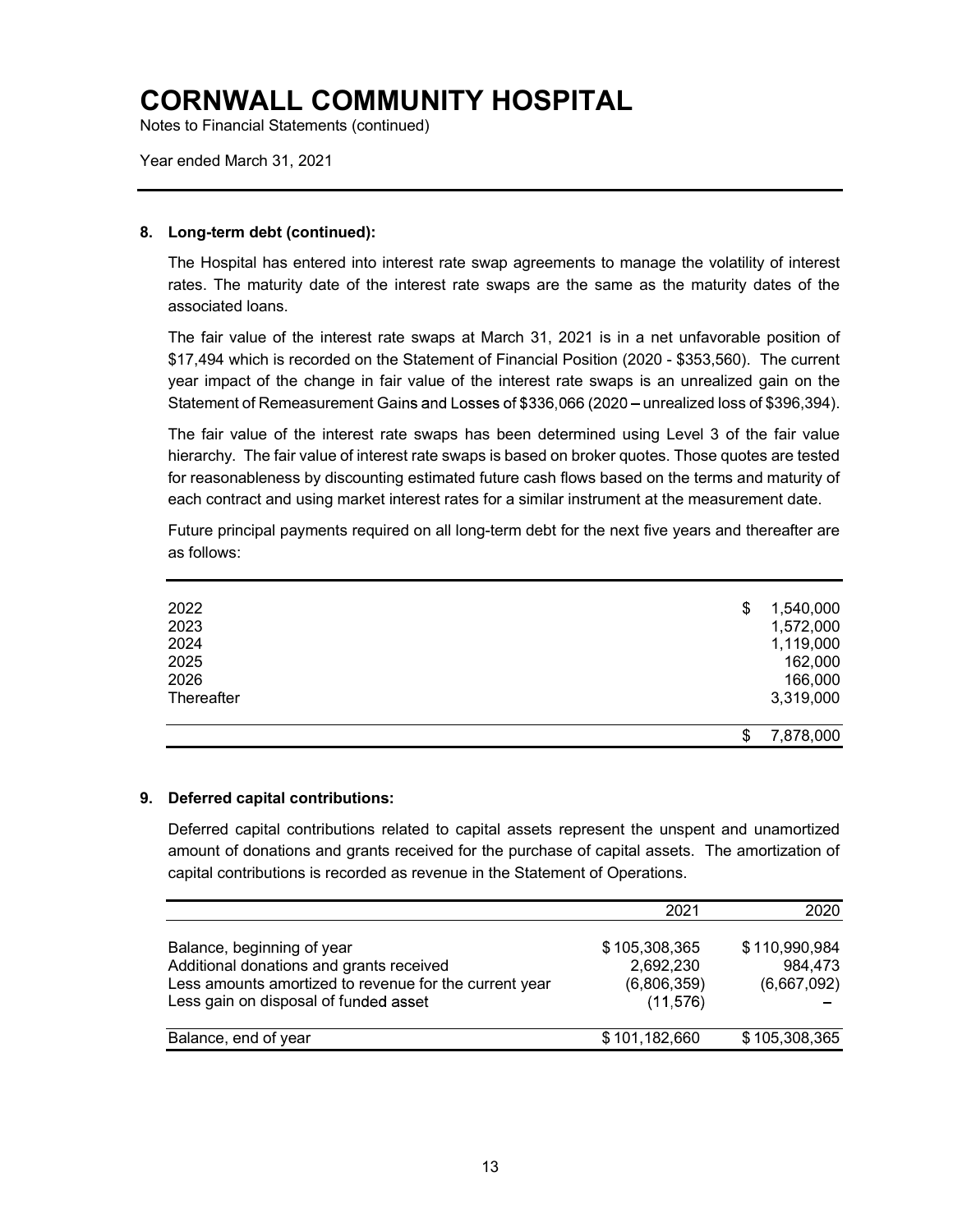**8. Long-term debt (continued):**

The Hospital has entered into interest rate swap agreements to manage the volatility of interest rates. The maturity date of the interest rate swaps are the same as the maturity dates of the associated loans.

The fair value of the interest rate swaps at March 31, 2021 is in a net unfavorable position of $17,494 which is recorded on the Statement of Financial Position (2020 - $353,560). The current year impact of the change in fair value of the interest rate swaps is an unrealized gain on the Statement of Remeasurement Gains and Losses of $336,066 (2020 – unrealized loss of $396,394).

The fair value of the interest rate swaps has been determined using Level 3 of the fair value hierarchy. The fair value of interest rate swaps is based on broker quotes. Those quotes are tested for reasonableness by discounting estimated future cash flows based on the terms and maturity of each contract and using market interest rates for a similar instrument at the measurement date.

Future principal payments required on all long-term debt for the next five years and thereafter are as follows:

| | |
|---|---|
| 2022 | $ 1,540,000 |
| 2023 | 1,572,000 |
| 2024 | 1,119,000 |
| 2025 | 162,000 |
| 2026 | 166,000 |
| Thereafter | 3,319,000 |
| | $ 7,878,000 |

**9. Deferred capital contributions:**

Deferred capital contributions related to capital assets represent the unspent and unamortized amount of donations and grants received for the purchase of capital assets. The amortization of capital contributions is recorded as revenue in the Statement of Operations.

| | 2021 | 2020 |
|---|---|---|
| Balance, beginning of year | $ 105,308,365 | $ 110,990,984 |
| Additional donations and grants received | 2,692,230 | 984,473 |
| Less amounts amortized to revenue for the current year | (6,806,359) | (6,667,092) |
| Less gain on disposal of funded asset | (11,576) | – |
| Balance, end of year | $ 101,182,660 | $ 105,308,365 |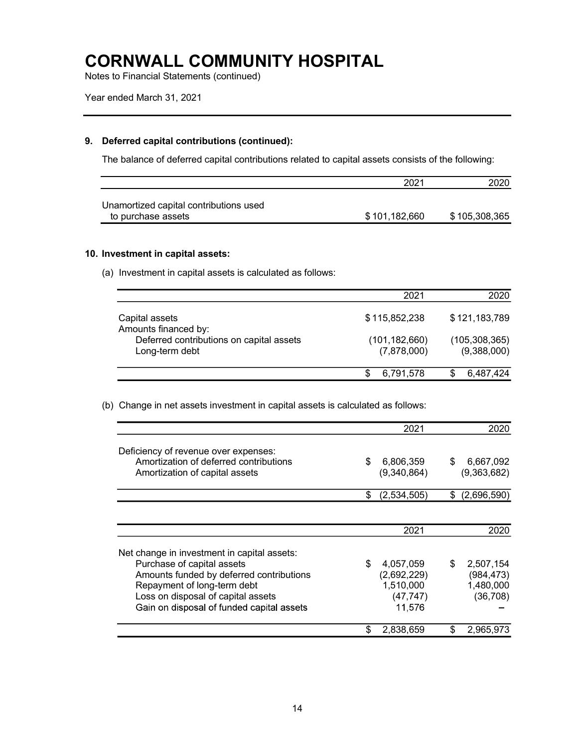# CORNWALL COMMUNITY HOSPITAL

Notes to Financial Statements (continued)

Year ended March 31, 2021

## 9. Deferred capital contributions (continued):

The balance of deferred capital contributions related to capital assets consists of the following:

| | 2021 | 2020 |
|---|---|---|
| Unamortized capital contributions used to purchase assets | $ 101,182,660 | $ 105,308,365 |

## 10. Investment in capital assets:

(a) Investment in capital assets is calculated as follows:

| | 2021 | 2020 |
|---|---|---|
| Capital assets | $ 115,852,238 | $ 121,183,789 |
| Amounts financed by: | | |
| Deferred contributions on capital assets | (101,182,660) | (105,308,365) |
| Long-term debt | (7,878,000) | (9,388,000) |
| | $ 6,791,578 | $ 6,487,424 |

(b) Change in net assets investment in capital assets is calculated as follows:

| | 2021 | 2020 |
|---|---|---|
| Deficiency of revenue over expenses: | | |
| Amortization of deferred contributions | $ 6,806,359 | $ 6,667,092 |
| Amortization of capital assets | (9,340,864) | (9,363,682) |
| | $ (2,534,505) | $ (2,696,590) |

| | 2021 | 2020 |
|---|---|---|
| Net change in investment in capital assets: | | |
| Purchase of capital assets | $ 4,057,059 | $ 2,507,154 |
| Amounts funded by deferred contributions | (2,692,229) | (984,473) |
| Repayment of long-term debt | 1,510,000 | 1,480,000 |
| Loss on disposal of capital assets | (47,747) | (36,708) |
| Gain on disposal of funded capital assets | 11,576 | – |
| | $ 2,838,659 | $ 2,965,973 |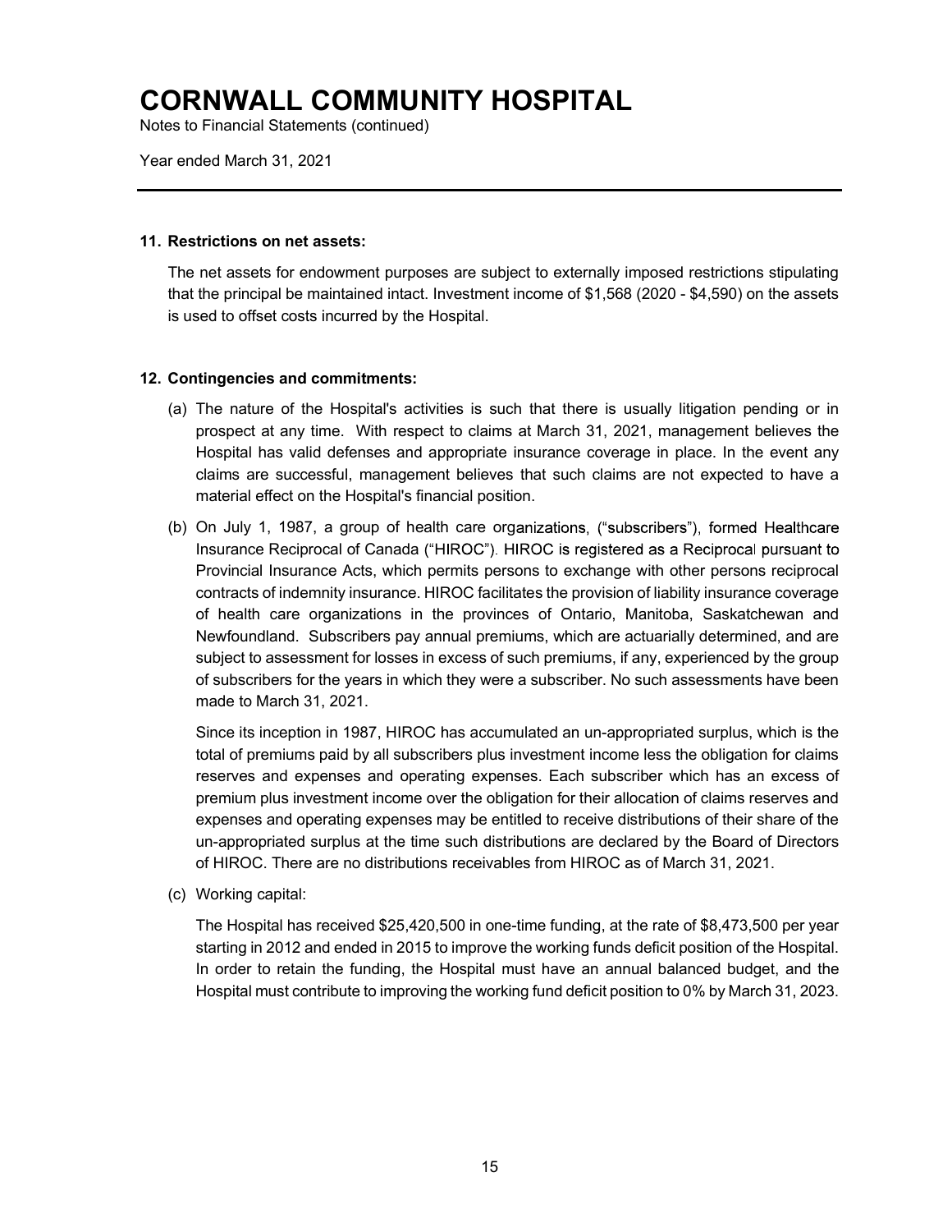# CORNWALL COMMUNITY HOSPITAL

Notes to Financial Statements (continued)

Year ended March 31, 2021

### 11. Restrictions on net assets:

The net assets for endowment purposes are subject to externally imposed restrictions stipulating that the principal be maintained intact. Investment income of $1,568 (2020 - $4,590) on the assets is used to offset costs incurred by the Hospital.

### 12. Contingencies and commitments:

(a) The nature of the Hospital's activities is such that there is usually litigation pending or in prospect at any time. With respect to claims at March 31, 2021, management believes the Hospital has valid defenses and appropriate insurance coverage in place. In the event any claims are successful, management believes that such claims are not expected to have a material effect on the Hospital's financial position.

(b) On July 1, 1987, a group of health care organizations, ("subscribers"), formed Healthcare Insurance Reciprocal of Canada ("HIROC"). HIROC is registered as a Reciprocal pursuant to Provincial Insurance Acts, which permits persons to exchange with other persons reciprocal contracts of indemnity insurance. HIROC facilitates the provision of liability insurance coverage of health care organizations in the provinces of Ontario, Manitoba, Saskatchewan and Newfoundland. Subscribers pay annual premiums, which are actuarially determined, and are subject to assessment for losses in excess of such premiums, if any, experienced by the group of subscribers for the years in which they were a subscriber. No such assessments have been made to March 31, 2021.

Since its inception in 1987, HIROC has accumulated an un-appropriated surplus, which is the total of premiums paid by all subscribers plus investment income less the obligation for claims reserves and expenses and operating expenses. Each subscriber which has an excess of premium plus investment income over the obligation for their allocation of claims reserves and expenses and operating expenses may be entitled to receive distributions of their share of the un-appropriated surplus at the time such distributions are declared by the Board of Directors of HIROC. There are no distributions receivables from HIROC as of March 31, 2021.

(c) Working capital:

The Hospital has received $25,420,500 in one-time funding, at the rate of $8,473,500 per year starting in 2012 and ended in 2015 to improve the working funds deficit position of the Hospital. In order to retain the funding, the Hospital must have an annual balanced budget, and the Hospital must contribute to improving the working fund deficit position to 0% by March 31, 2023.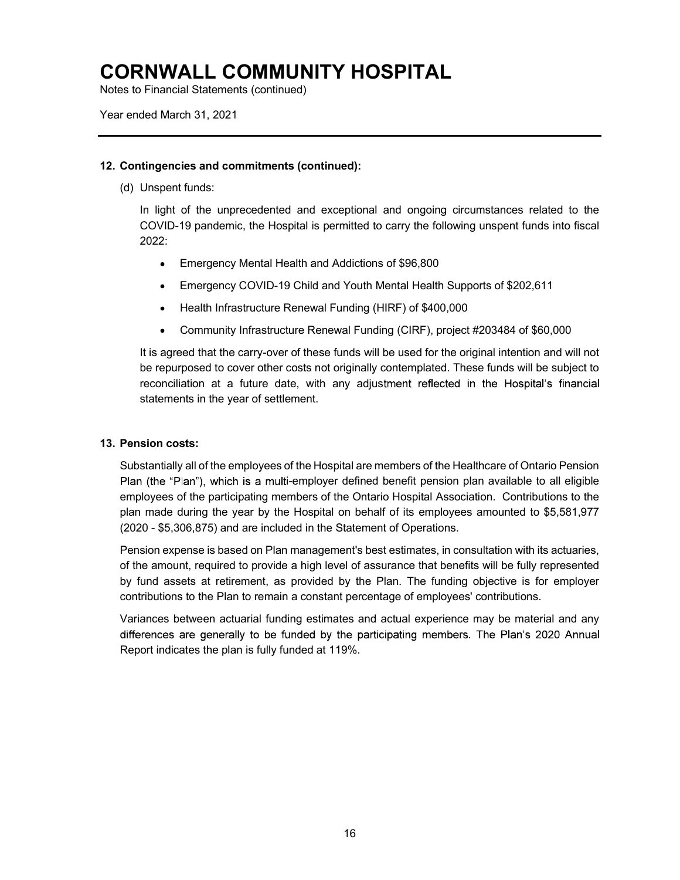# CORNWALL COMMUNITY HOSPITAL

Notes to Financial Statements (continued)

Year ended March 31, 2021

**12. Contingencies and commitments (continued):**

(d) Unspent funds:

In light of the unprecedented and exceptional and ongoing circumstances related to the COVID-19 pandemic, the Hospital is permitted to carry the following unspent funds into fiscal 2022:

- Emergency Mental Health and Addictions of $96,800
- Emergency COVID-19 Child and Youth Mental Health Supports of $202,611
- Health Infrastructure Renewal Funding (HIRF) of $400,000
- Community Infrastructure Renewal Funding (CIRF), project #203484 of $60,000

It is agreed that the carry-over of these funds will be used for the original intention and will not be repurposed to cover other costs not originally contemplated. These funds will be subject to reconciliation at a future date, with any adjustment reflected in the Hospital's financial statements in the year of settlement.

**13. Pension costs:**

Substantially all of the employees of the Hospital are members of the Healthcare of Ontario Pension Plan (the "Plan"), which is a multi-employer defined benefit pension plan available to all eligible employees of the participating members of the Ontario Hospital Association. Contributions to the plan made during the year by the Hospital on behalf of its employees amounted to $5,581,977 (2020 - $5,306,875) and are included in the Statement of Operations.

Pension expense is based on Plan management's best estimates, in consultation with its actuaries, of the amount, required to provide a high level of assurance that benefits will be fully represented by fund assets at retirement, as provided by the Plan. The funding objective is for employer contributions to the Plan to remain a constant percentage of employees' contributions.

Variances between actuarial funding estimates and actual experience may be material and any differences are generally to be funded by the participating members. The Plan's 2020 Annual Report indicates the plan is fully funded at 119%.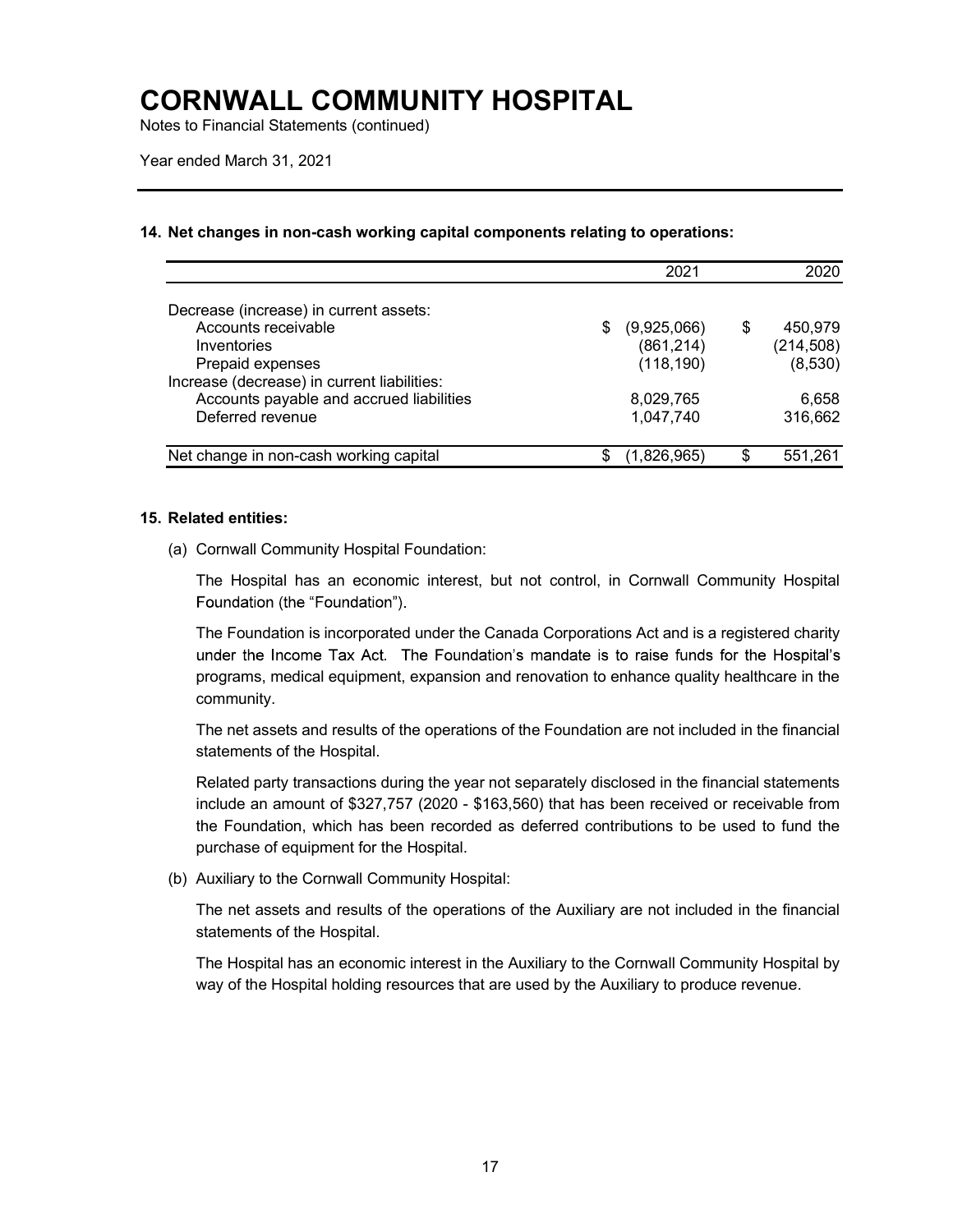# CORNWALL COMMUNITY HOSPITAL

Notes to Financial Statements (continued)

Year ended March 31, 2021

### 14. Net changes in non-cash working capital components relating to operations:

| | 2021 | 2020 |
|---|---|---|
| Decrease (increase) in current assets: | | |
| Accounts receivable | $ (9,925,066) | $ 450,979 |
| Inventories | (861,214) | (214,508) |
| Prepaid expenses | (118,190) | (8,530) |
| Increase (decrease) in current liabilities: | | |
| Accounts payable and accrued liabilities | 8,029,765 | 6,658 |
| Deferred revenue | 1,047,740 | 316,662 |
| Net change in non-cash working capital | $ (1,826,965) | $ 551,261 |

### 15. Related entities:

(a) Cornwall Community Hospital Foundation:

The Hospital has an economic interest, but not control, in Cornwall Community Hospital Foundation (the "Foundation").

The Foundation is incorporated under the Canada Corporations Act and is a registered charity under the Income Tax Act. The Foundation's mandate is to raise funds for the Hospital's programs, medical equipment, expansion and renovation to enhance quality healthcare in the community.

The net assets and results of the operations of the Foundation are not included in the financial statements of the Hospital.

Related party transactions during the year not separately disclosed in the financial statements include an amount of $327,757 (2020 - $163,560) that has been received or receivable from the Foundation, which has been recorded as deferred contributions to be used to fund the purchase of equipment for the Hospital.

(b) Auxiliary to the Cornwall Community Hospital:

The net assets and results of the operations of the Auxiliary are not included in the financial statements of the Hospital.

The Hospital has an economic interest in the Auxiliary to the Cornwall Community Hospital by way of the Hospital holding resources that are used by the Auxiliary to produce revenue.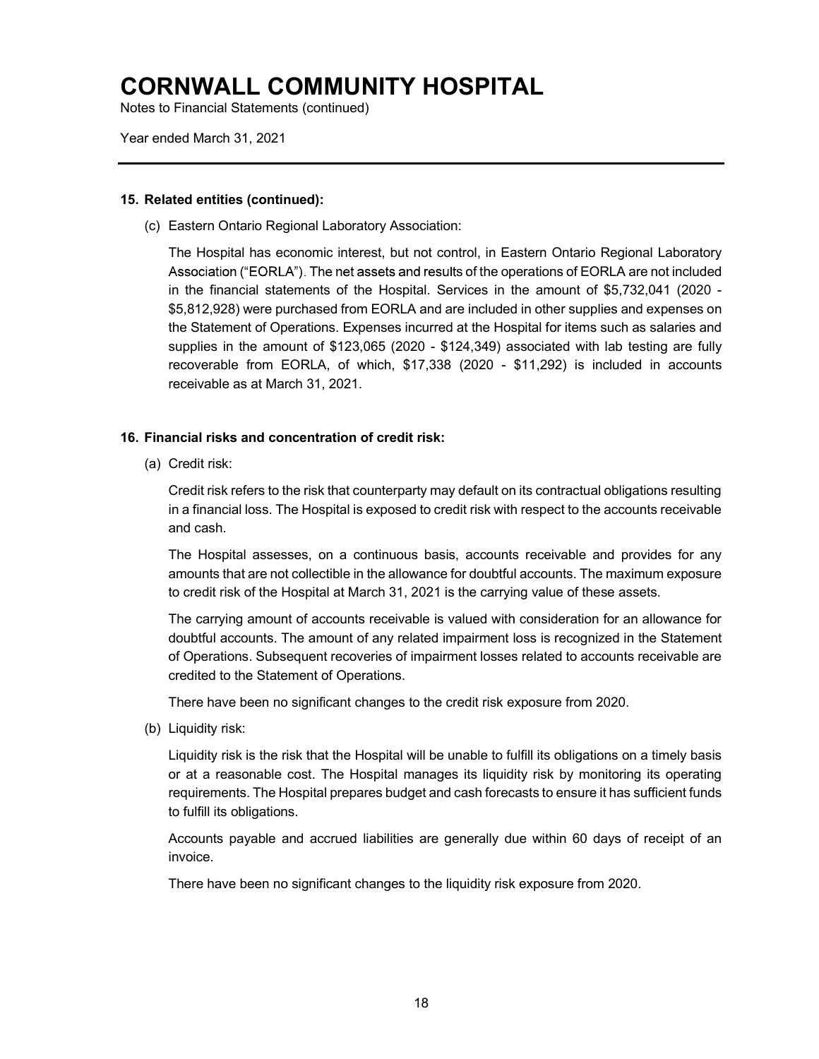# CORNWALL COMMUNITY HOSPITAL

Notes to Financial Statements (continued)

Year ended March 31, 2021

**15. Related entities (continued):**

(c) Eastern Ontario Regional Laboratory Association:

The Hospital has economic interest, but not control, in Eastern Ontario Regional Laboratory Association ("EORLA"). The net assets and results of the operations of EORLA are not included in the financial statements of the Hospital. Services in the amount of $5,732,041 (2020 - $5,812,928) were purchased from EORLA and are included in other supplies and expenses on the Statement of Operations. Expenses incurred at the Hospital for items such as salaries and supplies in the amount of $123,065 (2020 - $124,349) associated with lab testing are fully recoverable from EORLA, of which, $17,338 (2020 - $11,292) is included in accounts receivable as at March 31, 2021.

**16. Financial risks and concentration of credit risk:**

(a) Credit risk:

Credit risk refers to the risk that counterparty may default on its contractual obligations resulting in a financial loss. The Hospital is exposed to credit risk with respect to the accounts receivable and cash.

The Hospital assesses, on a continuous basis, accounts receivable and provides for any amounts that are not collectible in the allowance for doubtful accounts. The maximum exposure to credit risk of the Hospital at March 31, 2021 is the carrying value of these assets.

The carrying amount of accounts receivable is valued with consideration for an allowance for doubtful accounts. The amount of any related impairment loss is recognized in the Statement of Operations. Subsequent recoveries of impairment losses related to accounts receivable are credited to the Statement of Operations.

There have been no significant changes to the credit risk exposure from 2020.

(b) Liquidity risk:

Liquidity risk is the risk that the Hospital will be unable to fulfill its obligations on a timely basis or at a reasonable cost. The Hospital manages its liquidity risk by monitoring its operating requirements. The Hospital prepares budget and cash forecasts to ensure it has sufficient funds to fulfill its obligations.

Accounts payable and accrued liabilities are generally due within 60 days of receipt of an invoice.

There have been no significant changes to the liquidity risk exposure from 2020.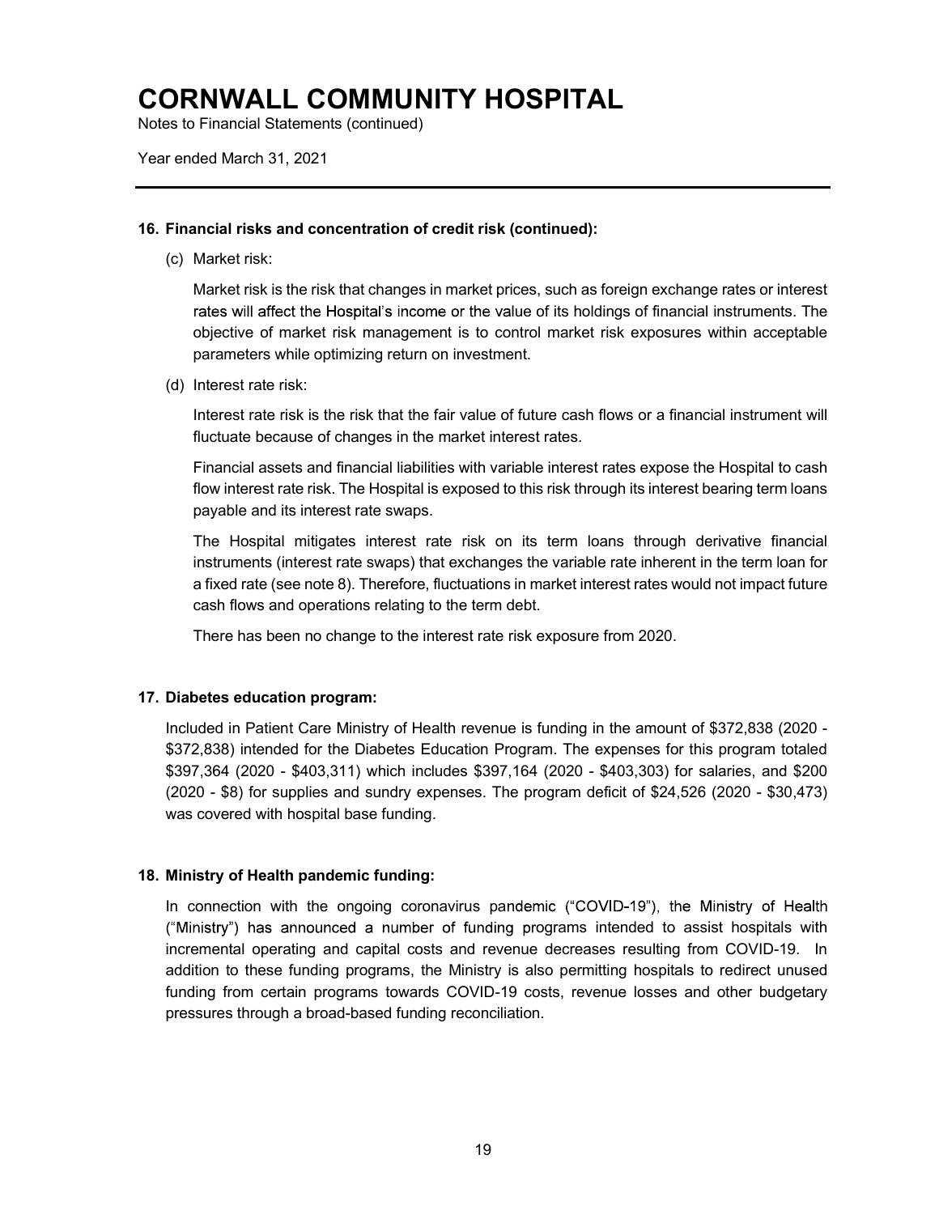# CORNWALL COMMUNITY HOSPITAL

Notes to Financial Statements (continued)

Year ended March 31, 2021

### 16. Financial risks and concentration of credit risk (continued):

(c) Market risk:

Market risk is the risk that changes in market prices, such as foreign exchange rates or interest rates will affect the Hospital's income or the value of its holdings of financial instruments. The objective of market risk management is to control market risk exposures within acceptable parameters while optimizing return on investment.

(d) Interest rate risk:

Interest rate risk is the risk that the fair value of future cash flows or a financial instrument will fluctuate because of changes in the market interest rates.

Financial assets and financial liabilities with variable interest rates expose the Hospital to cash flow interest rate risk. The Hospital is exposed to this risk through its interest bearing term loans payable and its interest rate swaps.

The Hospital mitigates interest rate risk on its term loans through derivative financial instruments (interest rate swaps) that exchanges the variable rate inherent in the term loan for a fixed rate (see note 8). Therefore, fluctuations in market interest rates would not impact future cash flows and operations relating to the term debt.

There has been no change to the interest rate risk exposure from 2020.

### 17. Diabetes education program:

Included in Patient Care Ministry of Health revenue is funding in the amount of \$372,838 (2020 - \$372,838) intended for the Diabetes Education Program. The expenses for this program totaled \$397,364 (2020 - \$403,311) which includes \$397,164 (2020 - \$403,303) for salaries, and \$200 (2020 - \$8) for supplies and sundry expenses. The program deficit of \$24,526 (2020 - \$30,473) was covered with hospital base funding.

### 18. Ministry of Health pandemic funding:

In connection with the ongoing coronavirus pandemic ("COVID-19"), the Ministry of Health ("Ministry") has announced a number of funding programs intended to assist hospitals with incremental operating and capital costs and revenue decreases resulting from COVID-19. In addition to these funding programs, the Ministry is also permitting hospitals to redirect unused funding from certain programs towards COVID-19 costs, revenue losses and other budgetary pressures through a broad-based funding reconciliation.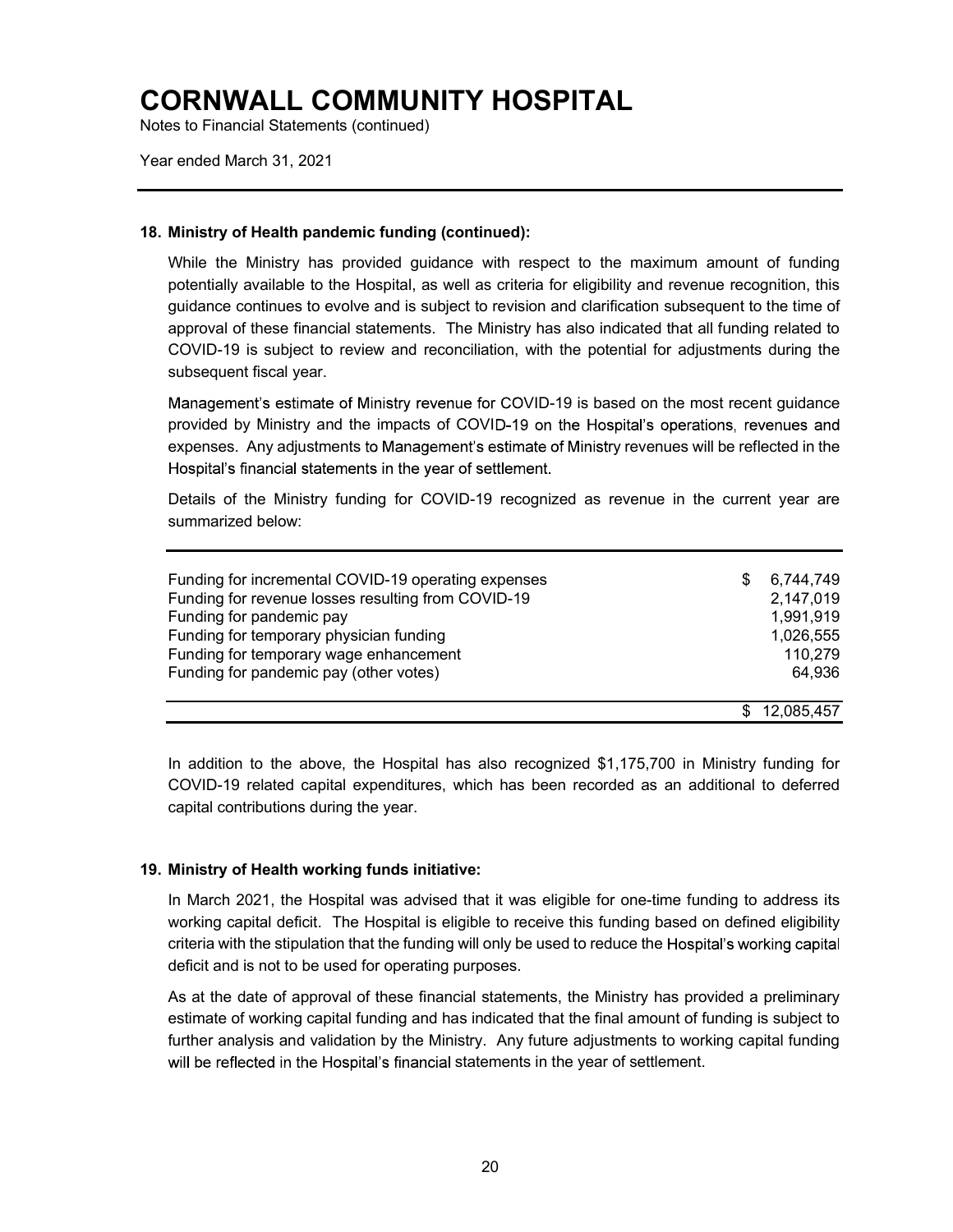# CORNWALL COMMUNITY HOSPITAL

Notes to Financial Statements (continued)

Year ended March 31, 2021

## 18. Ministry of Health pandemic funding (continued):

While the Ministry has provided guidance with respect to the maximum amount of funding potentially available to the Hospital, as well as criteria for eligibility and revenue recognition, this guidance continues to evolve and is subject to revision and clarification subsequent to the time of approval of these financial statements. The Ministry has also indicated that all funding related to COVID-19 is subject to review and reconciliation, with the potential for adjustments during the subsequent fiscal year.

Management's estimate of Ministry revenue for COVID-19 is based on the most recent guidance provided by Ministry and the impacts of COVID-19 on the Hospital's operations, revenues and expenses. Any adjustments to Management's estimate of Ministry revenues will be reflected in the Hospital's financial statements in the year of settlement.

Details of the Ministry funding for COVID-19 recognized as revenue in the current year are summarized below:

| | |
|---|---:|
| Funding for incremental COVID-19 operating expenses | $ 6,744,749 |
| Funding for revenue losses resulting from COVID-19 | 2,147,019 |
| Funding for pandemic pay | 1,991,919 |
| Funding for temporary physician funding | 1,026,555 |
| Funding for temporary wage enhancement | 110,279 |
| Funding for pandemic pay (other votes) | 64,936 |
| | $ 12,085,457 |

In addition to the above, the Hospital has also recognized $1,175,700 in Ministry funding for COVID-19 related capital expenditures, which has been recorded as an additional to deferred capital contributions during the year.

## 19. Ministry of Health working funds initiative:

In March 2021, the Hospital was advised that it was eligible for one-time funding to address its working capital deficit. The Hospital is eligible to receive this funding based on defined eligibility criteria with the stipulation that the funding will only be used to reduce the Hospital's working capital deficit and is not to be used for operating purposes.

As at the date of approval of these financial statements, the Ministry has provided a preliminary estimate of working capital funding and has indicated that the final amount of funding is subject to further analysis and validation by the Ministry. Any future adjustments to working capital funding will be reflected in the Hospital's financial statements in the year of settlement.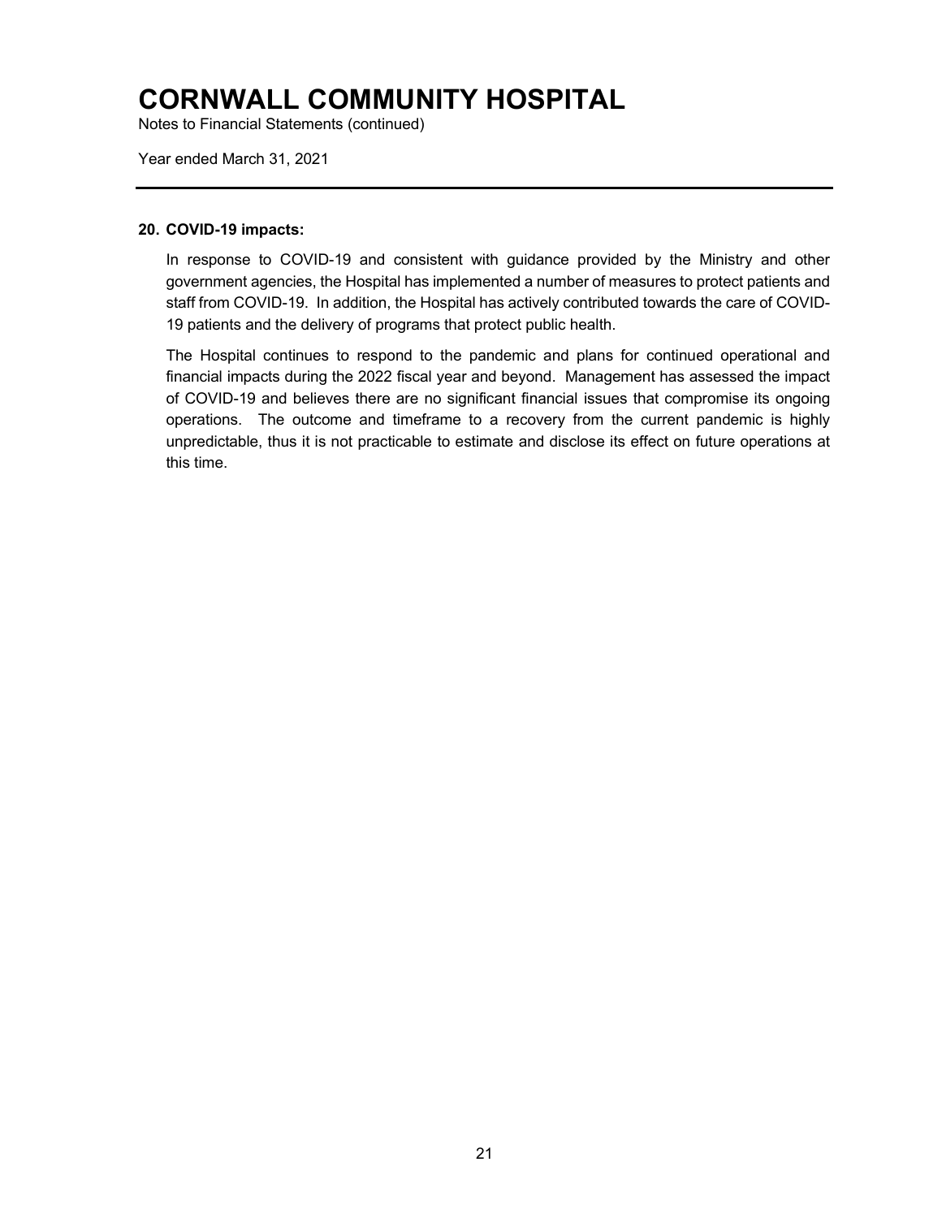# CORNWALL COMMUNITY HOSPITAL

Notes to Financial Statements (continued)

Year ended March 31, 2021

---

**20. COVID-19 impacts:**

In response to COVID-19 and consistent with guidance provided by the Ministry and other government agencies, the Hospital has implemented a number of measures to protect patients and staff from COVID-19. In addition, the Hospital has actively contributed towards the care of COVID-19 patients and the delivery of programs that protect public health.

The Hospital continues to respond to the pandemic and plans for continued operational and financial impacts during the 2022 fiscal year and beyond. Management has assessed the impact of COVID-19 and believes there are no significant financial issues that compromise its ongoing operations. The outcome and timeframe to a recovery from the current pandemic is highly unpredictable, thus it is not practicable to estimate and disclose its effect on future operations at this time.